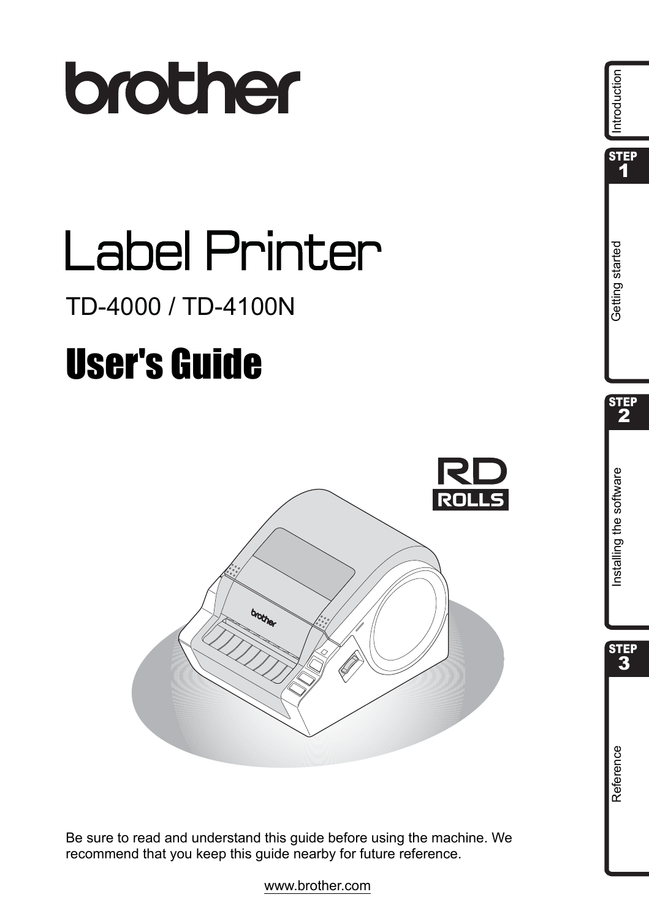# brother

# Label Printer

TD-4000 / TD-4100N

# User's Guide

RD ROLLS

Be sure to read and understand this guide before using the machine. We recommend that you keep this guide nearby for future reference.

www.brother.com

Introduction

STEP 1 Getting started

STEP 2 Installing the software

STEP 3 Reference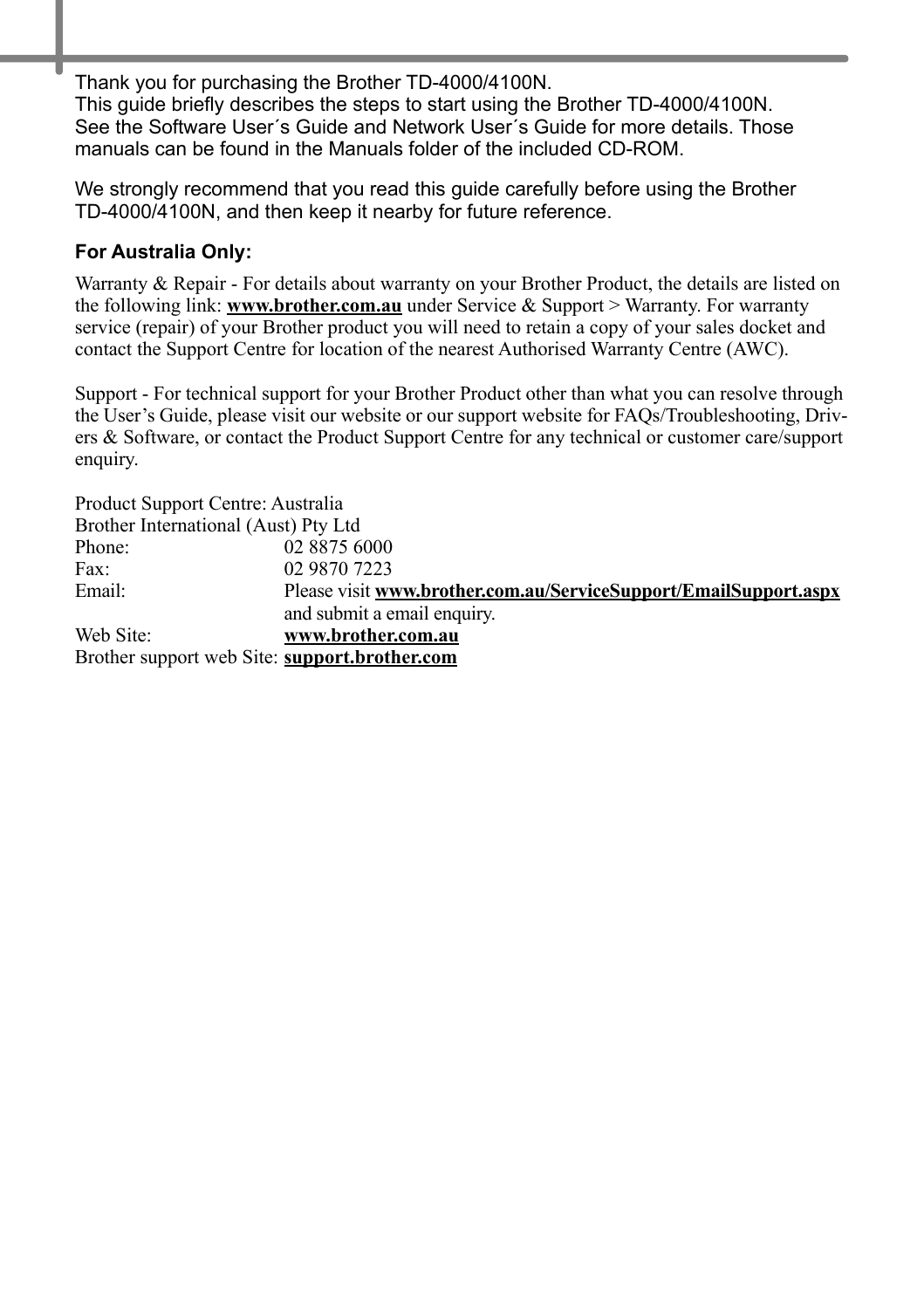Thank you for purchasing the Brother TD-4000/4100N.
This guide briefly describes the steps to start using the Brother TD-4000/4100N.
See the Software User´s Guide and Network User´s Guide for more details. Those manuals can be found in the Manuals folder of the included CD-ROM.

We strongly recommend that you read this guide carefully before using the Brother TD-4000/4100N, and then keep it nearby for future reference.

**For Australia Only:**

Warranty & Repair - For details about warranty on your Brother Product, the details are listed on the following link: **www.brother.com.au** under Service & Support > Warranty. For warranty service (repair) of your Brother product you will need to retain a copy of your sales docket and contact the Support Centre for location of the nearest Authorised Warranty Centre (AWC).

Support - For technical support for your Brother Product other than what you can resolve through the User's Guide, please visit our website or our support website for FAQs/Troubleshooting, Drivers & Software, or contact the Product Support Centre for any technical or customer care/support enquiry.

Product Support Centre: Australia
Brother International (Aust) Pty Ltd

| | |
|---|---|
| Phone: | 02 8875 6000 |
| Fax: | 02 9870 7223 |
| Email: | Please visit **www.brother.com.au/ServiceSupport/EmailSupport.aspx** and submit a email enquiry. |
| Web Site: | **www.brother.com.au** |
| Brother support web Site: | **support.brother.com** |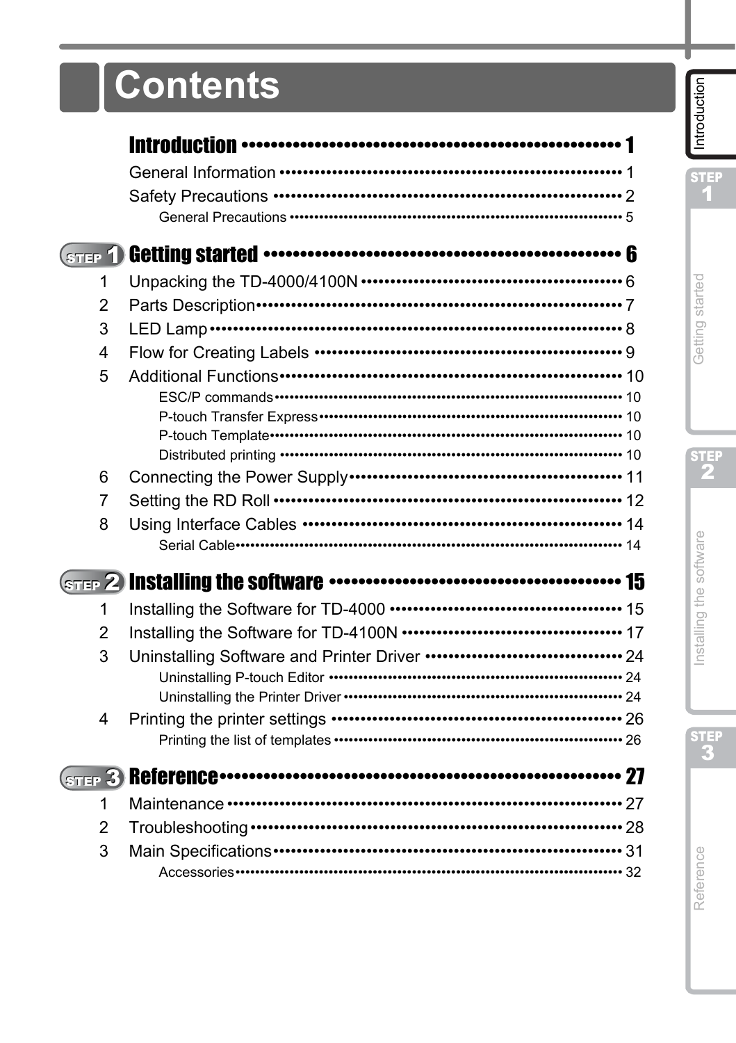# Contents

## Introduction ........ 1

General Information ........ 1

Safety Precautions ........ 2

- General Precautions ........ 5

## STEP 1 Getting started ........ 6

1. Unpacking the TD-4000/4100N ........ 6
2. Parts Description ........ 7
3. LED Lamp ........ 8
4. Flow for Creating Labels ........ 9
5. Additional Functions ........ 10
   - ESC/P commands ........ 10
   - P-touch Transfer Express ........ 10
   - P-touch Template ........ 10
   - Distributed printing ........ 10
6. Connecting the Power Supply ........ 11
7. Setting the RD Roll ........ 12
8. Using Interface Cables ........ 14
   - Serial Cable ........ 14

## STEP 2 Installing the software ........ 15

1. Installing the Software for TD-4000 ........ 15
2. Installing the Software for TD-4100N ........ 17
3. Uninstalling Software and Printer Driver ........ 24
   - Uninstalling P-touch Editor ........ 24
   - Uninstalling the Printer Driver ........ 24
4. Printing the printer settings ........ 26
   - Printing the list of templates ........ 26

## STEP 3 Reference ........ 27

1. Maintenance ........ 27
2. Troubleshooting ........ 28
3. Main Specifications ........ 31
   - Accessories ........ 32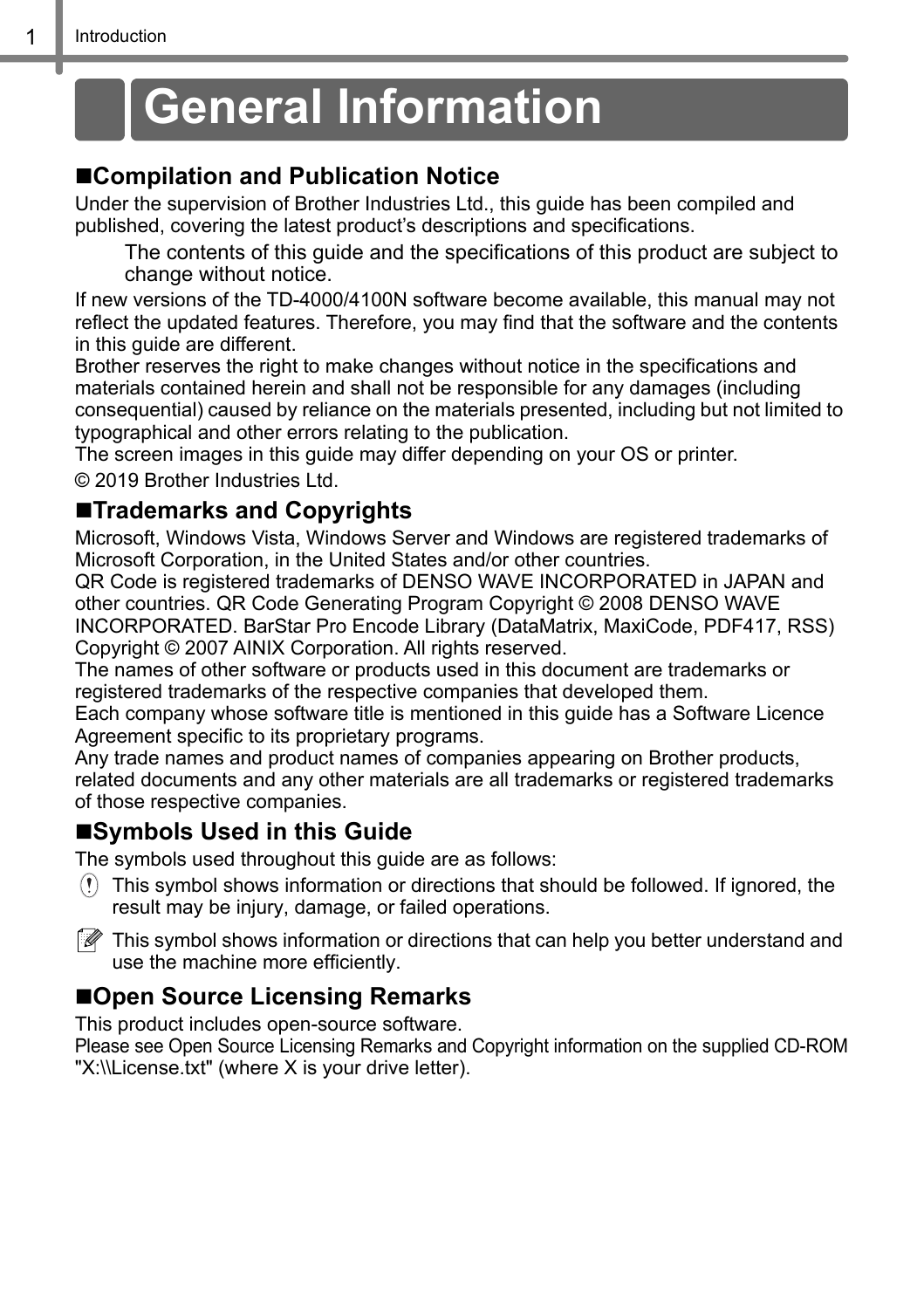# General Information

## ■Compilation and Publication Notice

Under the supervision of Brother Industries Ltd., this guide has been compiled and published, covering the latest product's descriptions and specifications.

> The contents of this guide and the specifications of this product are subject to change without notice.

If new versions of the TD-4000/4100N software become available, this manual may not reflect the updated features. Therefore, you may find that the software and the contents in this guide are different.
Brother reserves the right to make changes without notice in the specifications and materials contained herein and shall not be responsible for any damages (including consequential) caused by reliance on the materials presented, including but not limited to typographical and other errors relating to the publication.
The screen images in this guide may differ depending on your OS or printer.

© 2019 Brother Industries Ltd.

## ■Trademarks and Copyrights

Microsoft, Windows Vista, Windows Server and Windows are registered trademarks of Microsoft Corporation, in the United States and/or other countries.
QR Code is registered trademarks of DENSO WAVE INCORPORATED in JAPAN and other countries. QR Code Generating Program Copyright © 2008 DENSO WAVE INCORPORATED. BarStar Pro Encode Library (DataMatrix, MaxiCode, PDF417, RSS) Copyright © 2007 AINIX Corporation. All rights reserved.
The names of other software or products used in this document are trademarks or registered trademarks of the respective companies that developed them.
Each company whose software title is mentioned in this guide has a Software Licence Agreement specific to its proprietary programs.
Any trade names and product names of companies appearing on Brother products, related documents and any other materials are all trademarks or registered trademarks of those respective companies.

## ■Symbols Used in this Guide

The symbols used throughout this guide are as follows:

- This symbol shows information or directions that should be followed. If ignored, the result may be injury, damage, or failed operations.
- This symbol shows information or directions that can help you better understand and use the machine more efficiently.

## ■Open Source Licensing Remarks

This product includes open-source software.
Please see Open Source Licensing Remarks and Copyright information on the supplied CD-ROM "X:\\License.txt" (where X is your drive letter).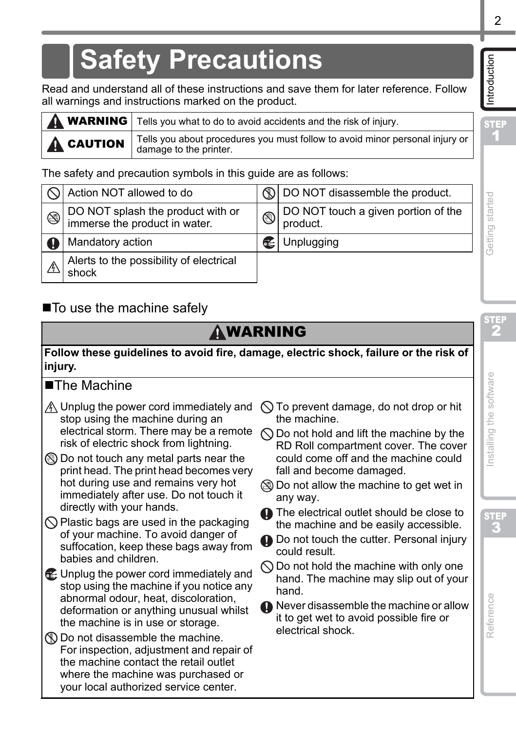# Safety Precautions

Read and understand all of these instructions and save them for later reference. Follow all warnings and instructions marked on the product.

| | |
|---|---|
| ⚠ **WARNING** | Tells you what to do to avoid accidents and the risk of injury. |
| ⚠ **CAUTION** | Tells you about procedures you must follow to avoid minor personal injury or damage to the printer. |

The safety and precaution symbols in this guide are as follows:

| | | | |
|---|---|---|---|
| ⃠ | Action NOT allowed to do | | DO NOT disassemble the product. |
| | DO NOT splash the product with or immerse the product in water. | | DO NOT touch a given portion of the product. |
| ❗ | Mandatory action | | Unplugging |
| ⚠ | Alerts to the possibility of electrical shock | | |

## ■To use the machine safely

### ⚠WARNING

**Follow these guidelines to avoid fire, damage, electric shock, failure or the risk of injury.**

#### ■The Machine

- Unplug the power cord immediately and stop using the machine during an electrical storm. There may be a remote risk of electric shock from lightning.
- Do not touch any metal parts near the print head. The print head becomes very hot during use and remains very hot immediately after use. Do not touch it directly with your hands.
- Plastic bags are used in the packaging of your machine. To avoid danger of suffocation, keep these bags away from babies and children.
- Unplug the power cord immediately and stop using the machine if you notice any abnormal odour, heat, discoloration, deformation or anything unusual whilst the machine is in use or storage.
- Do not disassemble the machine.
  For inspection, adjustment and repair of the machine contact the retail outlet where the machine was purchased or your local authorized service center.
- To prevent damage, do not drop or hit the machine.
- Do not hold and lift the machine by the RD Roll compartment cover. The cover could come off and the machine could fall and become damaged.
- Do not allow the machine to get wet in any way.
- The electrical outlet should be close to the machine and be easily accessible.
- Do not touch the cutter. Personal injury could result.
- Do not hold the machine with only one hand. The machine may slip out of your hand.
- Never disassemble the machine or allow it to get wet to avoid possible fire or electrical shock.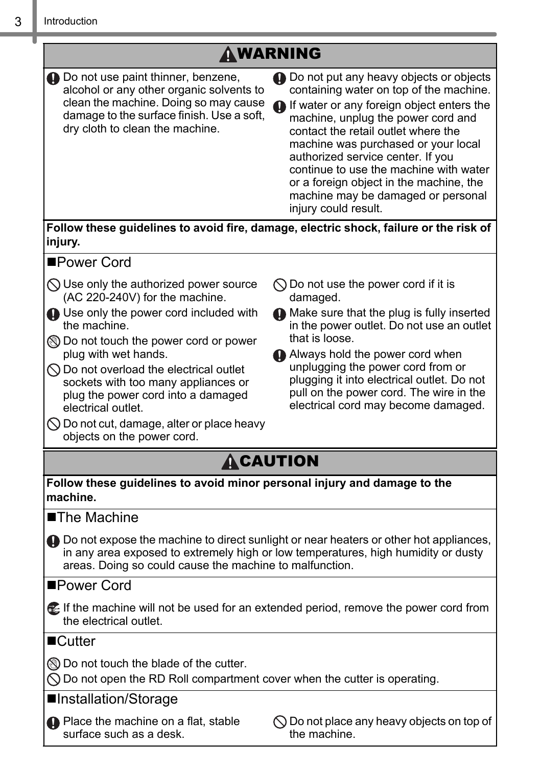## ⚠WARNING

- Do not use paint thinner, benzene, alcohol or any other organic solvents to clean the machine. Doing so may cause damage to the surface finish. Use a soft, dry cloth to clean the machine.
- Do not put any heavy objects or objects containing water on top of the machine.
- If water or any foreign object enters the machine, unplug the power cord and contact the retail outlet where the machine was purchased or your local authorized service center. If you continue to use the machine with water or a foreign object in the machine, the machine may be damaged or personal injury could result.

**Follow these guidelines to avoid fire, damage, electric shock, failure or the risk of injury.**

### ■Power Cord

- Use only the authorized power source (AC 220-240V) for the machine.
- Use only the power cord included with the machine.
- Do not touch the power cord or power plug with wet hands.
- Do not overload the electrical outlet sockets with too many appliances or plug the power cord into a damaged electrical outlet.
- Do not cut, damage, alter or place heavy objects on the power cord.
- Do not use the power cord if it is damaged.
- Make sure that the plug is fully inserted in the power outlet. Do not use an outlet that is loose.
- Always hold the power cord when unplugging the power cord from or plugging it into electrical outlet. Do not pull on the power cord. The wire in the electrical cord may become damaged.

## ⚠CAUTION

**Follow these guidelines to avoid minor personal injury and damage to the machine.**

### ■The Machine

- Do not expose the machine to direct sunlight or near heaters or other hot appliances, in any area exposed to extremely high or low temperatures, high humidity or dusty areas. Doing so could cause the machine to malfunction.

### ■Power Cord

- If the machine will not be used for an extended period, remove the power cord from the electrical outlet.

### ■Cutter

- Do not touch the blade of the cutter.
- Do not open the RD Roll compartment cover when the cutter is operating.

### ■Installation/Storage

- Place the machine on a flat, stable surface such as a desk.
- Do not place any heavy objects on top of the machine.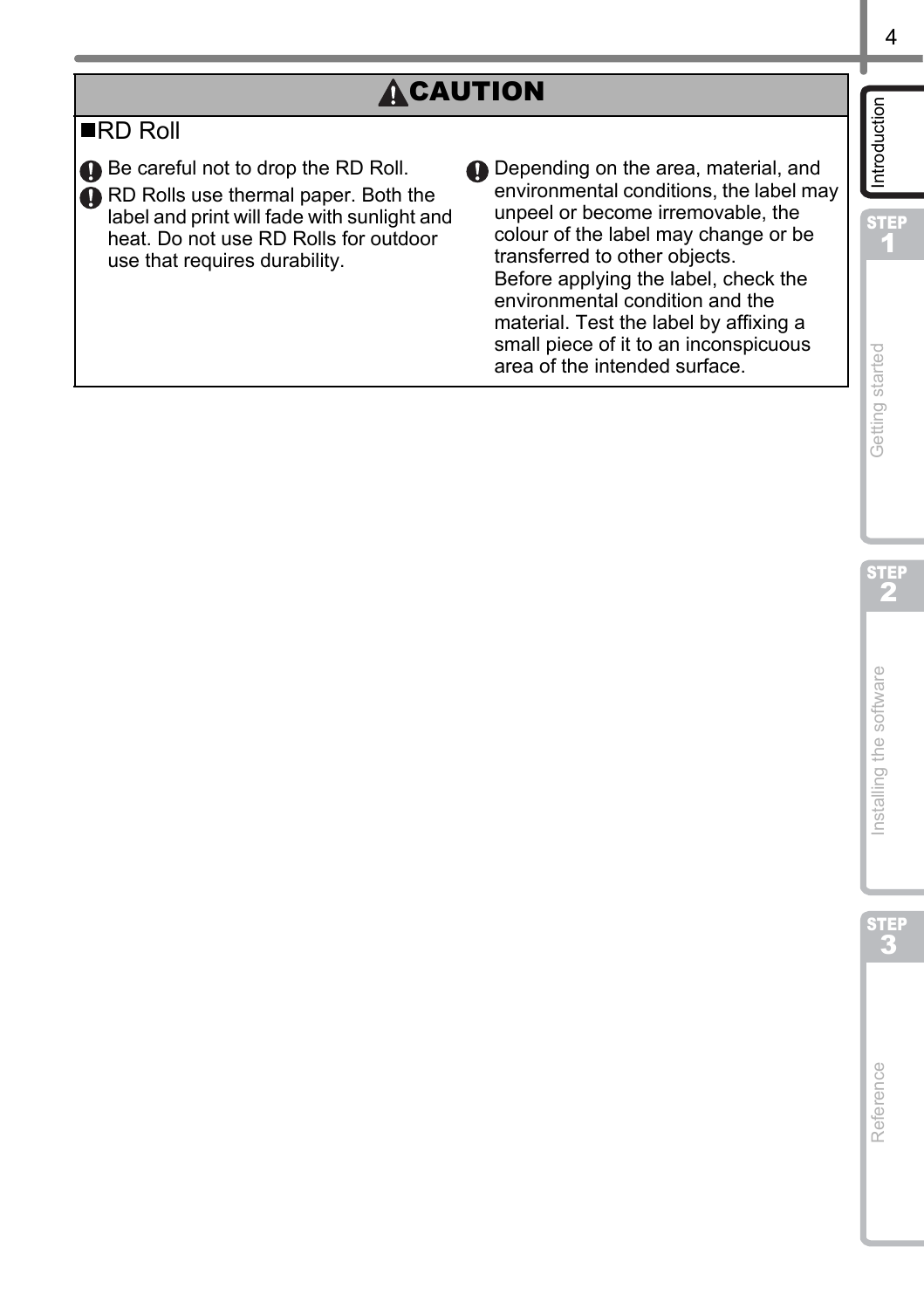## ⚠ CAUTION

### ■RD Roll

- Be careful not to drop the RD Roll.
- RD Rolls use thermal paper. Both the label and print will fade with sunlight and heat. Do not use RD Rolls for outdoor use that requires durability.
- Depending on the area, material, and environmental conditions, the label may unpeel or become irremovable, the colour of the label may change or be transferred to other objects.
  Before applying the label, check the environmental condition and the material. Test the label by affixing a small piece of it to an inconspicuous area of the intended surface.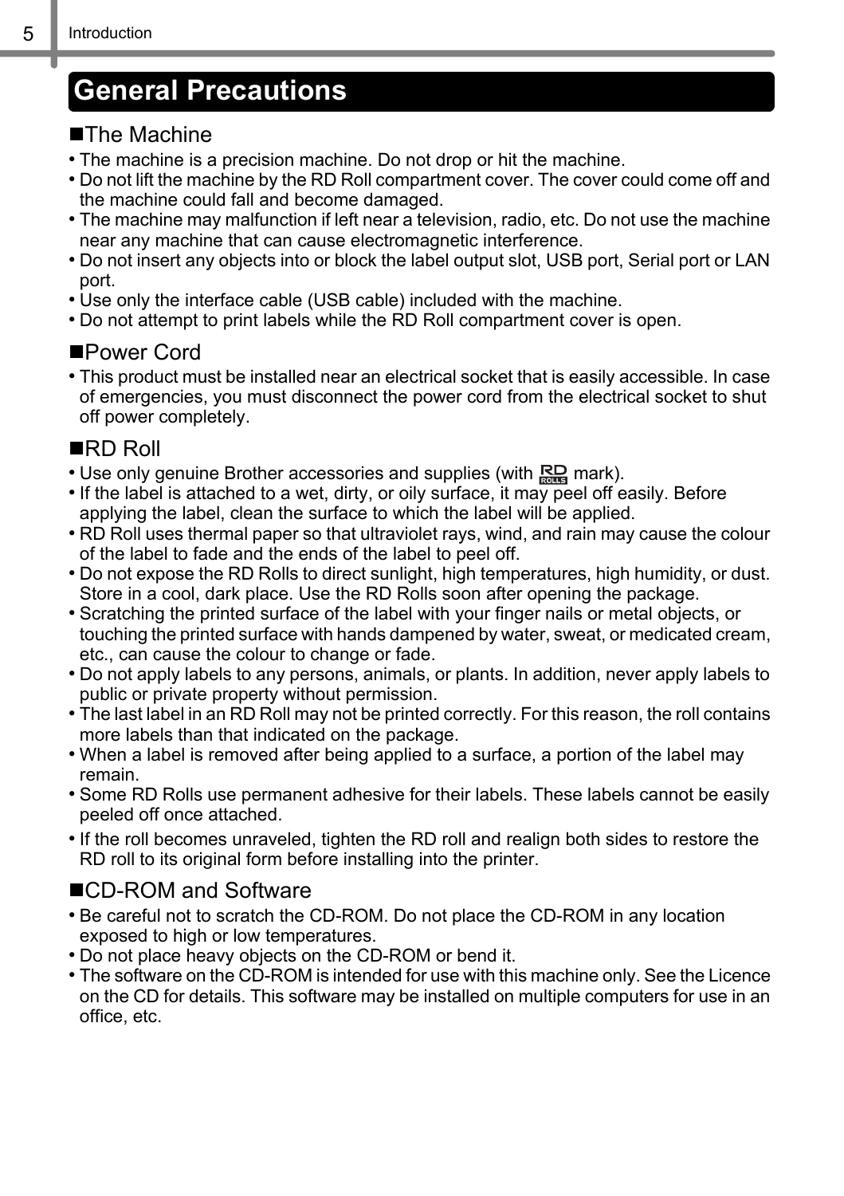## General Precautions

### ■The Machine

- The machine is a precision machine. Do not drop or hit the machine.
- Do not lift the machine by the RD Roll compartment cover. The cover could come off and the machine could fall and become damaged.
- The machine may malfunction if left near a television, radio, etc. Do not use the machine near any machine that can cause electromagnetic interference.
- Do not insert any objects into or block the label output slot, USB port, Serial port or LAN port.
- Use only the interface cable (USB cable) included with the machine.
- Do not attempt to print labels while the RD Roll compartment cover is open.

### ■Power Cord

- This product must be installed near an electrical socket that is easily accessible. In case of emergencies, you must disconnect the power cord from the electrical socket to shut off power completely.

### ■RD Roll

- Use only genuine Brother accessories and supplies (with RD ROLLS mark).
- If the label is attached to a wet, dirty, or oily surface, it may peel off easily. Before applying the label, clean the surface to which the label will be applied.
- RD Roll uses thermal paper so that ultraviolet rays, wind, and rain may cause the colour of the label to fade and the ends of the label to peel off.
- Do not expose the RD Rolls to direct sunlight, high temperatures, high humidity, or dust. Store in a cool, dark place. Use the RD Rolls soon after opening the package.
- Scratching the printed surface of the label with your finger nails or metal objects, or touching the printed surface with hands dampened by water, sweat, or medicated cream, etc., can cause the colour to change or fade.
- Do not apply labels to any persons, animals, or plants. In addition, never apply labels to public or private property without permission.
- The last label in an RD Roll may not be printed correctly. For this reason, the roll contains more labels than that indicated on the package.
- When a label is removed after being applied to a surface, a portion of the label may remain.
- Some RD Rolls use permanent adhesive for their labels. These labels cannot be easily peeled off once attached.
- If the roll becomes unraveled, tighten the RD roll and realign both sides to restore the RD roll to its original form before installing into the printer.

### ■CD-ROM and Software

- Be careful not to scratch the CD-ROM. Do not place the CD-ROM in any location exposed to high or low temperatures.
- Do not place heavy objects on the CD-ROM or bend it.
- The software on the CD-ROM is intended for use with this machine only. See the Licence on the CD for details. This software may be installed on multiple computers for use in an office, etc.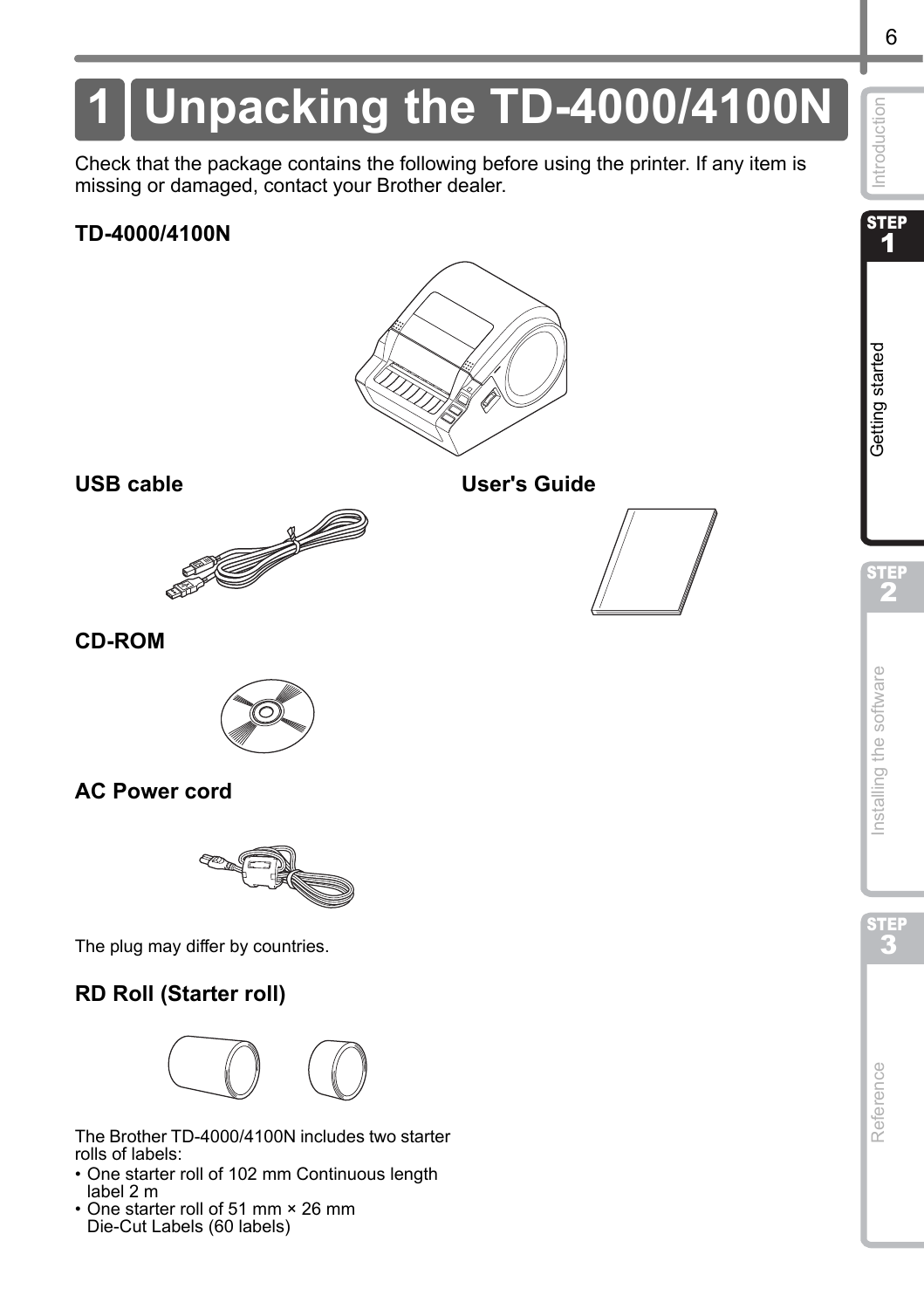# 1 Unpacking the TD-4000/4100N

Check that the package contains the following before using the printer. If any item is missing or damaged, contact your Brother dealer.

### TD-4000/4100N

### USB cable

### User's Guide

### CD-ROM

### AC Power cord

The plug may differ by countries.

### RD Roll (Starter roll)

The Brother TD-4000/4100N includes two starter rolls of labels:

- One starter roll of 102 mm Continuous length label 2 m
- One starter roll of 51 mm × 26 mm Die-Cut Labels (60 labels)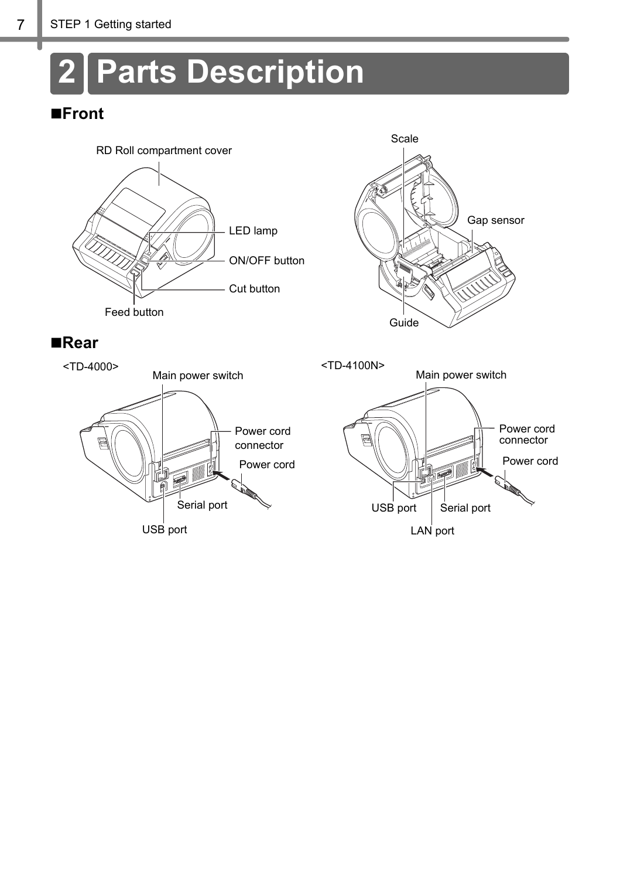# 2 Parts Description

## ■Front

RD Roll compartment cover

LED lamp

ON/OFF button

Cut button

Feed button

Scale

Gap sensor

Guide

## ■Rear

<TD-4000>

Main power switch

Power cord connector

Power cord

Serial port

USB port

<TD-4100N>

Main power switch

Power cord connector

Power cord

USB port

Serial port

LAN port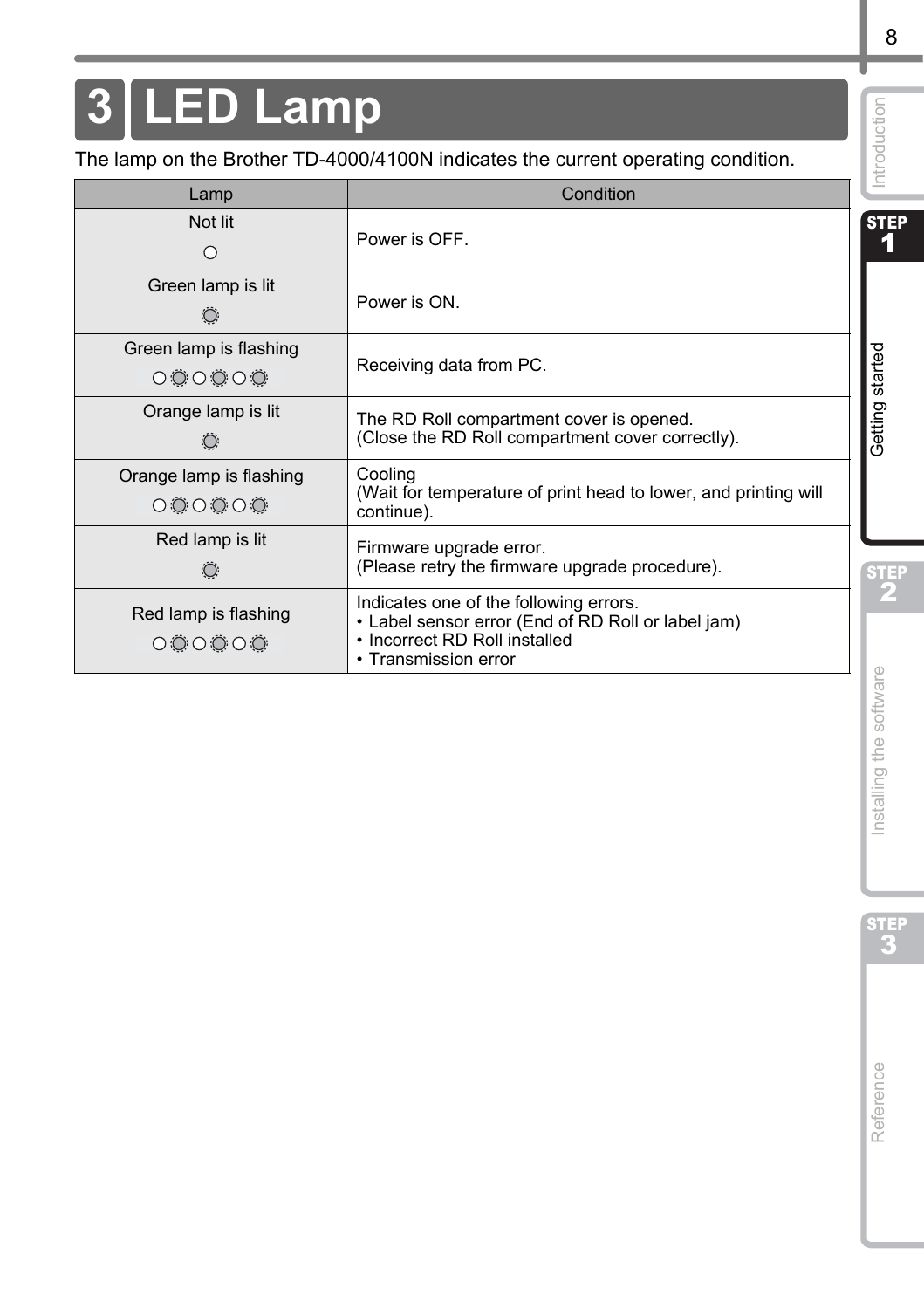# 3 LED Lamp

The lamp on the Brother TD-4000/4100N indicates the current operating condition.

| Lamp | Condition |
| --- | --- |
| Not lit | Power is OFF. |
| Green lamp is lit | Power is ON. |
| Green lamp is flashing | Receiving data from PC. |
| Orange lamp is lit | The RD Roll compartment cover is opened.<br>(Close the RD Roll compartment cover correctly). |
| Orange lamp is flashing | Cooling<br>(Wait for temperature of print head to lower, and printing will continue). |
| Red lamp is lit | Firmware upgrade error.<br>(Please retry the firmware upgrade procedure). |
| Red lamp is flashing | Indicates one of the following errors.<br>• Label sensor error (End of RD Roll or label jam)<br>• Incorrect RD Roll installed<br>• Transmission error |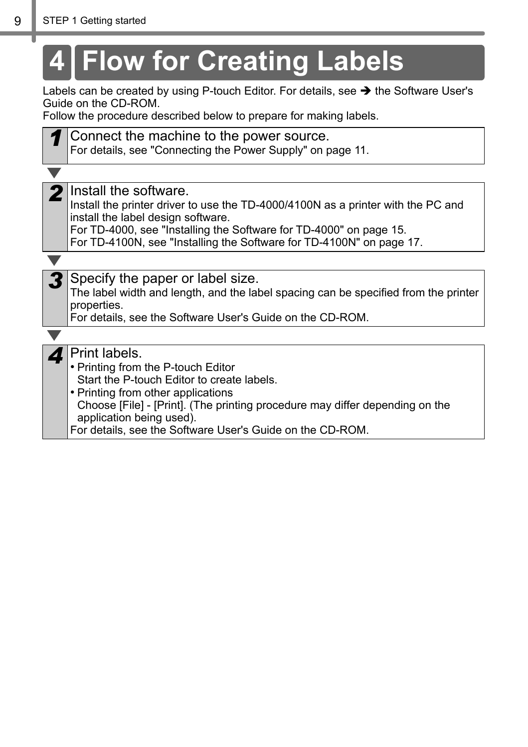# 4 Flow for Creating Labels

Labels can be created by using P-touch Editor. For details, see ➔ the Software User's Guide on the CD-ROM.
Follow the procedure described below to prepare for making labels.

**1** Connect the machine to the power source.
For details, see "Connecting the Power Supply" on page 11.

▼

**2** Install the software.
Install the printer driver to use the TD-4000/4100N as a printer with the PC and install the label design software.
For TD-4000, see "Installing the Software for TD-4000" on page 15.
For TD-4100N, see "Installing the Software for TD-4100N" on page 17.

▼

**3** Specify the paper or label size.
The label width and length, and the label spacing can be specified from the printer properties.
For details, see the Software User's Guide on the CD-ROM.

▼

**4** Print labels.
- Printing from the P-touch Editor
  Start the P-touch Editor to create labels.
- Printing from other applications
  Choose [File] - [Print]. (The printing procedure may differ depending on the application being used).

For details, see the Software User's Guide on the CD-ROM.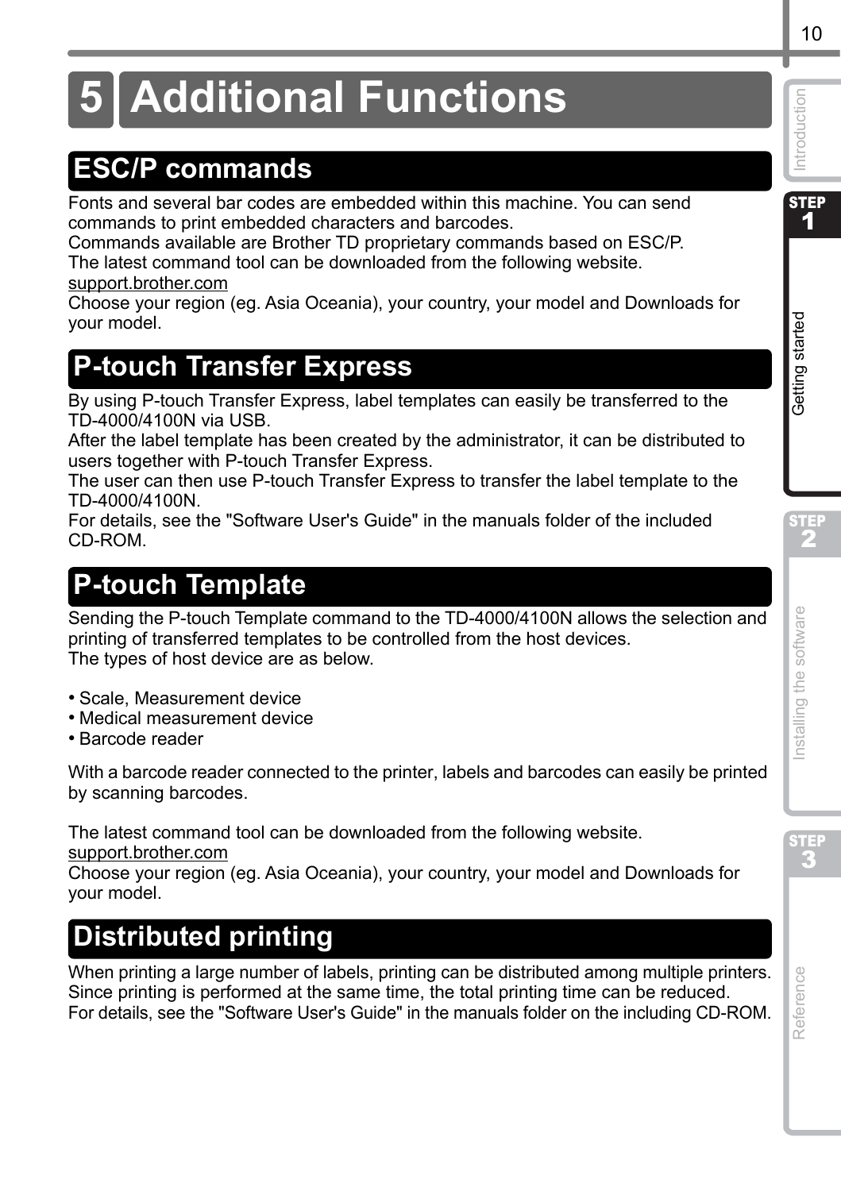# 5 Additional Functions

## ESC/P commands

Fonts and several bar codes are embedded within this machine. You can send commands to print embedded characters and barcodes.
Commands available are Brother TD proprietary commands based on ESC/P.
The latest command tool can be downloaded from the following website.
support.brother.com
Choose your region (eg. Asia Oceania), your country, your model and Downloads for your model.

## P-touch Transfer Express

By using P-touch Transfer Express, label templates can easily be transferred to the TD-4000/4100N via USB.
After the label template has been created by the administrator, it can be distributed to users together with P-touch Transfer Express.
The user can then use P-touch Transfer Express to transfer the label template to the TD-4000/4100N.
For details, see the "Software User's Guide" in the manuals folder of the included CD-ROM.

## P-touch Template

Sending the P-touch Template command to the TD-4000/4100N allows the selection and printing of transferred templates to be controlled from the host devices.
The types of host device are as below.

- Scale, Measurement device
- Medical measurement device
- Barcode reader

With a barcode reader connected to the printer, labels and barcodes can easily be printed by scanning barcodes.

The latest command tool can be downloaded from the following website.
support.brother.com
Choose your region (eg. Asia Oceania), your country, your model and Downloads for your model.

## Distributed printing

When printing a large number of labels, printing can be distributed among multiple printers.
Since printing is performed at the same time, the total printing time can be reduced.
For details, see the "Software User's Guide" in the manuals folder on the including CD-ROM.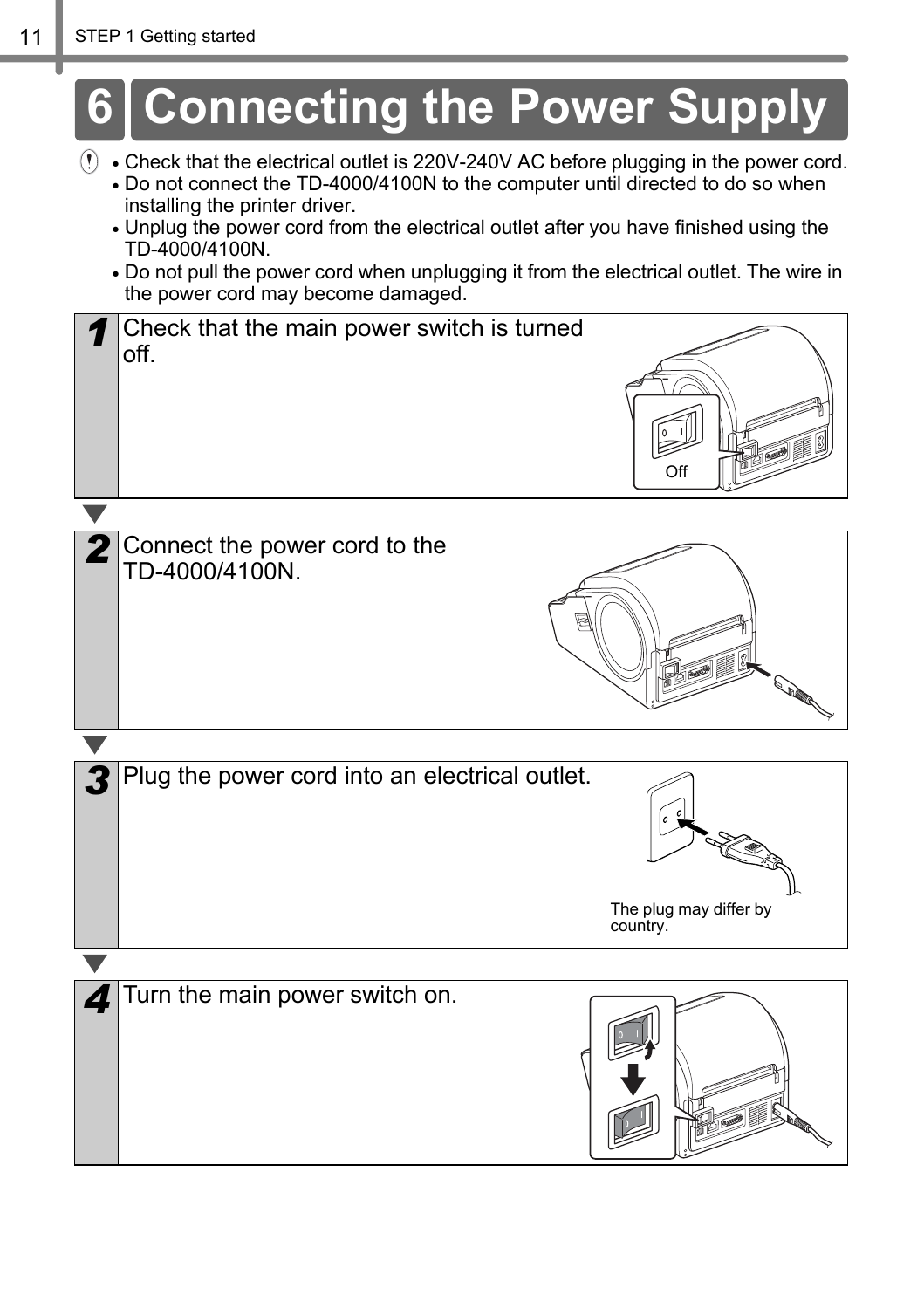# 6 Connecting the Power Supply

- Check that the electrical outlet is 220V-240V AC before plugging in the power cord.
- Do not connect the TD-4000/4100N to the computer until directed to do so when installing the printer driver.
- Unplug the power cord from the electrical outlet after you have finished using the TD-4000/4100N.
- Do not pull the power cord when unplugging it from the electrical outlet. The wire in the power cord may become damaged.

**1** Check that the main power switch is turned off.

Off

**2** Connect the power cord to the TD-4000/4100N.

**3** Plug the power cord into an electrical outlet.

The plug may differ by country.

**4** Turn the main power switch on.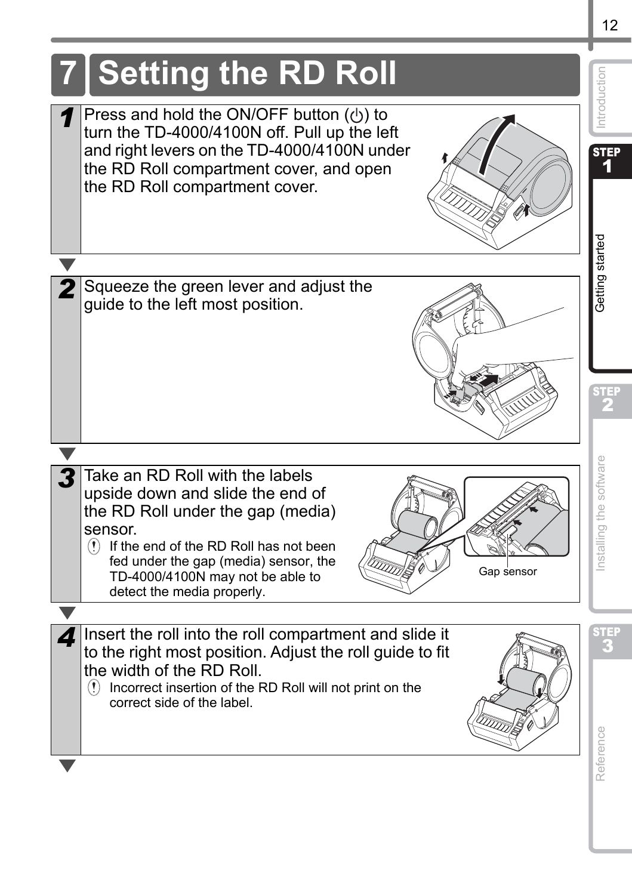# 7 Setting the RD Roll

**1** Press and hold the ON/OFF button (⏻) to turn the TD-4000/4100N off. Pull up the left and right levers on the TD-4000/4100N under the RD Roll compartment cover, and open the RD Roll compartment cover.

**2** Squeeze the green lever and adjust the guide to the left most position.

**3** Take an RD Roll with the labels upside down and slide the end of the RD Roll under the gap (media) sensor.

- If the end of the RD Roll has not been fed under the gap (media) sensor, the TD-4000/4100N may not be able to detect the media properly.

Gap sensor

**4** Insert the roll into the roll compartment and slide it to the right most position. Adjust the roll guide to fit the width of the RD Roll.

- Incorrect insertion of the RD Roll will not print on the correct side of the label.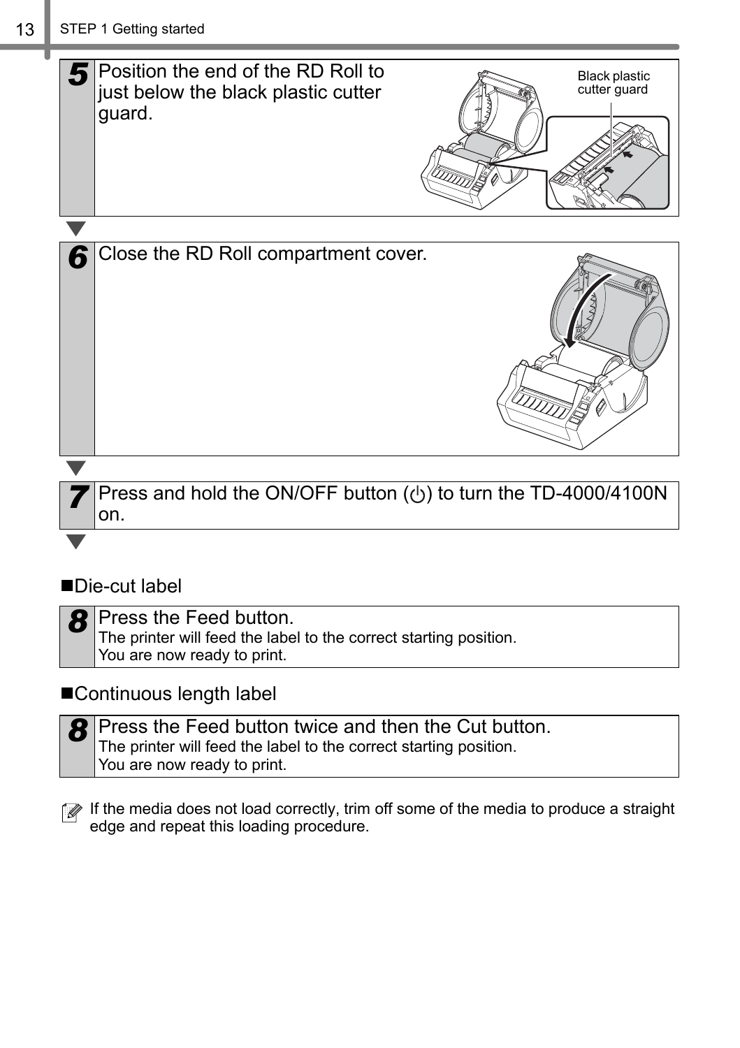**5** Position the end of the RD Roll to just below the black plastic cutter guard.

Black plastic cutter guard

**6** Close the RD Roll compartment cover.

**7** Press and hold the ON/OFF button (⏻) to turn the TD-4000/4100N on.

■Die-cut label

**8** Press the Feed button.
The printer will feed the label to the correct starting position.
You are now ready to print.

■Continuous length label

**8** Press the Feed button twice and then the Cut button.
The printer will feed the label to the correct starting position.
You are now ready to print.

If the media does not load correctly, trim off some of the media to produce a straight edge and repeat this loading procedure.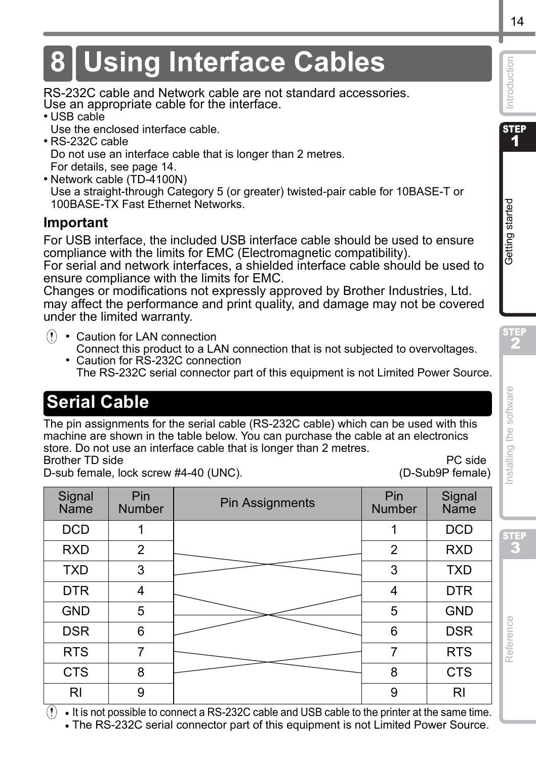# 8 Using Interface Cables

RS-232C cable and Network cable are not standard accessories.
Use an appropriate cable for the interface.

- USB cable
  Use the enclosed interface cable.
- RS-232C cable
  Do not use an interface cable that is longer than 2 metres.
  For details, see page 14.
- Network cable (TD-4100N)
  Use a straight-through Category 5 (or greater) twisted-pair cable for 10BASE-T or 100BASE-TX Fast Ethernet Networks.

### Important

For USB interface, the included USB interface cable should be used to ensure compliance with the limits for EMC (Electromagnetic compatibility).
For serial and network interfaces, a shielded interface cable should be used to ensure compliance with the limits for EMC.
Changes or modifications not expressly approved by Brother Industries, Ltd. may affect the performance and print quality, and damage may not be covered under the limited warranty.

- Caution for LAN connection
  Connect this product to a LAN connection that is not subjected to overvoltages.
- Caution for RS-232C connection
  The RS-232C serial connector part of this equipment is not Limited Power Source.

## Serial Cable

The pin assignments for the serial cable (RS-232C cable) which can be used with this machine are shown in the table below. You can purchase the cable at an electronics store. Do not use an interface cable that is longer than 2 metres.

Brother TD side
D-sub female, lock screw #4-40 (UNC).

PC side
(D-Sub9P female)

| Signal Name | Pin Number | Pin Assignments | Pin Number | Signal Name |
|---|---|---|---|---|
| DCD | 1 | | 1 | DCD |
| RXD | 2 | 2 ↔ 3 | 2 | RXD |
| TXD | 3 | 3 ↔ 2 | 3 | TXD |
| DTR | 4 | 4 ↔ 6 | 4 | DTR |
| GND | 5 | 5 — 5 | 5 | GND |
| DSR | 6 | 6 ↔ 4 | 6 | DSR |
| RTS | 7 | 7 ↔ 8 | 7 | RTS |
| CTS | 8 | 8 ↔ 7 | 8 | CTS |
| RI | 9 | | 9 | RI |

- It is not possible to connect a RS-232C cable and USB cable to the printer at the same time.
- The RS-232C serial connector part of this equipment is not Limited Power Source.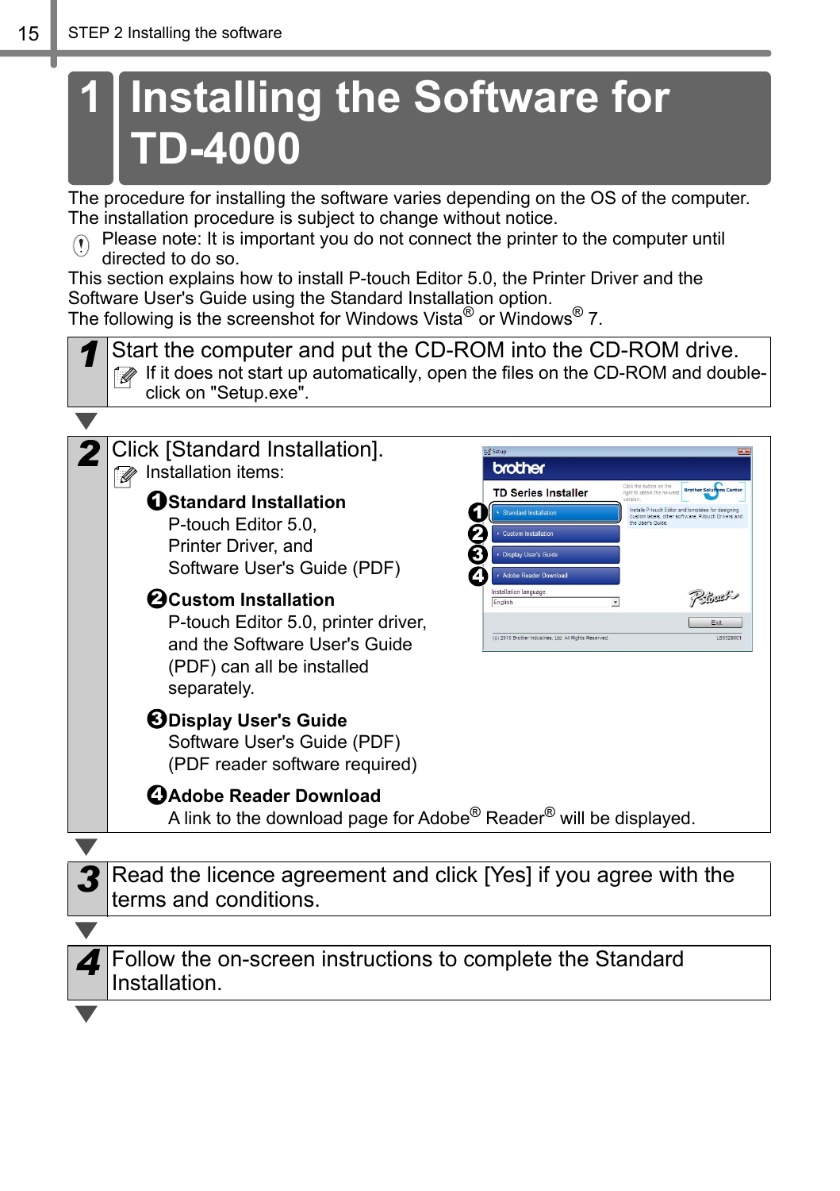# 1 Installing the Software for TD-4000

The procedure for installing the software varies depending on the OS of the computer. The installation procedure is subject to change without notice.

Please note: It is important you do not connect the printer to the computer until directed to do so.

This section explains how to install P-touch Editor 5.0, the Printer Driver and the Software User's Guide using the Standard Installation option.
The following is the screenshot for Windows Vista® or Windows® 7.

## 1

Start the computer and put the CD-ROM into the CD-ROM drive.

If it does not start up automatically, open the files on the CD-ROM and double-click on "Setup.exe".

## 2

Click [Standard Installation].

Installation items:

**1 Standard Installation**
P-touch Editor 5.0,
Printer Driver, and
Software User's Guide (PDF)

**2 Custom Installation**
P-touch Editor 5.0, printer driver, and the Software User's Guide (PDF) can all be installed separately.

**3 Display User's Guide**
Software User's Guide (PDF)
(PDF reader software required)

**4 Adobe Reader Download**
A link to the download page for Adobe® Reader® will be displayed.

## 3

Read the licence agreement and click [Yes] if you agree with the terms and conditions.

## 4

Follow the on-screen instructions to complete the Standard Installation.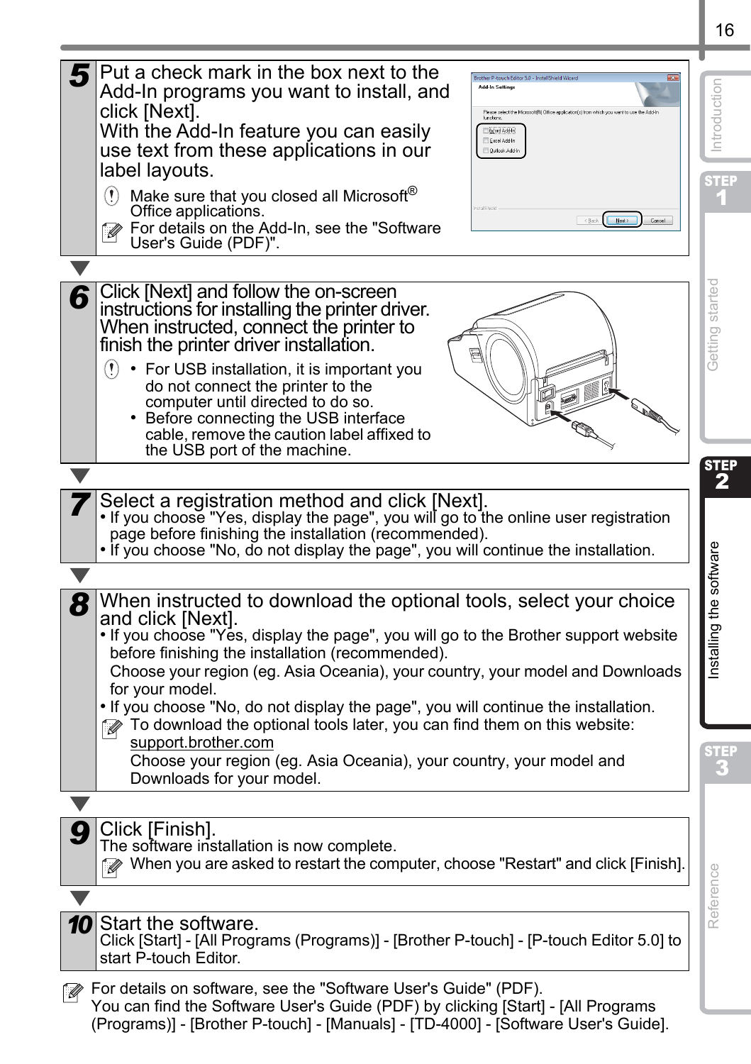**5** Put a check mark in the box next to the Add-In programs you want to install, and click [Next].
With the Add-In feature you can easily use text from these applications in our label layouts.

- Make sure that you closed all Microsoft® Office applications.
- For details on the Add-In, see the "Software User's Guide (PDF)".

**6** Click [Next] and follow the on-screen instructions for installing the printer driver. When instructed, connect the printer to finish the printer driver installation.

- For USB installation, it is important you do not connect the printer to the computer until directed to do so.
- Before connecting the USB interface cable, remove the caution label affixed to the USB port of the machine.

**7** Select a registration method and click [Next].

- If you choose "Yes, display the page", you will go to the online user registration page before finishing the installation (recommended).
- If you choose "No, do not display the page", you will continue the installation.

**8** When instructed to download the optional tools, select your choice and click [Next].

- If you choose "Yes, display the page", you will go to the Brother support website before finishing the installation (recommended).
  Choose your region (eg. Asia Oceania), your country, your model and Downloads for your model.
- If you choose "No, do not display the page", you will continue the installation.

To download the optional tools later, you can find them on this website:
support.brother.com
Choose your region (eg. Asia Oceania), your country, your model and Downloads for your model.

**9** Click [Finish].
The software installation is now complete.

When you are asked to restart the computer, choose "Restart" and click [Finish].

**10** Start the software.
Click [Start] - [All Programs (Programs)] - [Brother P-touch] - [P-touch Editor 5.0] to start P-touch Editor.

For details on software, see the "Software User's Guide" (PDF).
You can find the Software User's Guide (PDF) by clicking [Start] - [All Programs (Programs)] - [Brother P-touch] - [Manuals] - [TD-4000] - [Software User's Guide].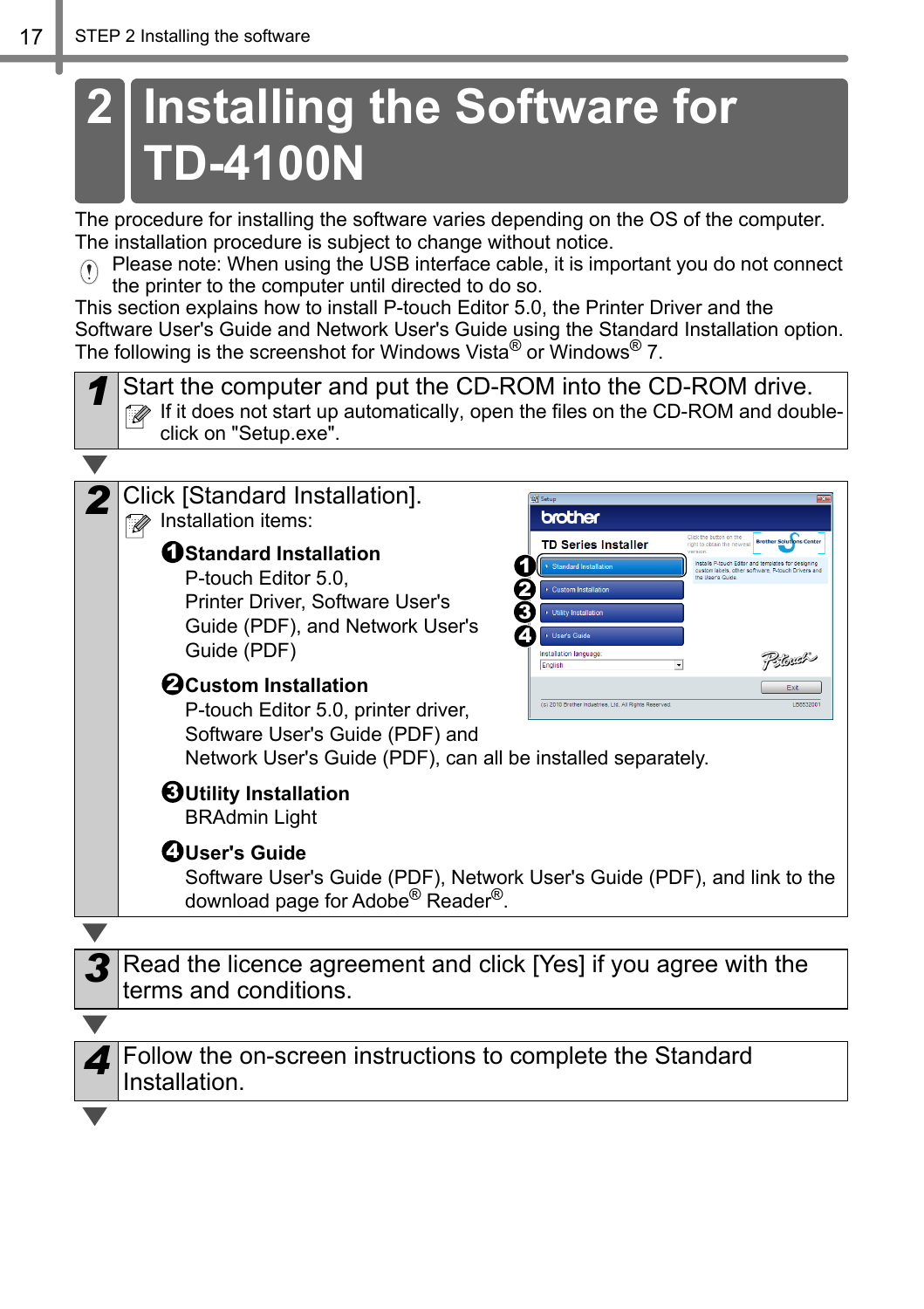# 2 Installing the Software for TD-4100N

The procedure for installing the software varies depending on the OS of the computer. The installation procedure is subject to change without notice.

Please note: When using the USB interface cable, it is important you do not connect the printer to the computer until directed to do so.

This section explains how to install P-touch Editor 5.0, the Printer Driver and the Software User's Guide and Network User's Guide using the Standard Installation option. The following is the screenshot for Windows Vista® or Windows® 7.

## 1 Start the computer and put the CD-ROM into the CD-ROM drive.

If it does not start up automatically, open the files on the CD-ROM and double-click on "Setup.exe".

## 2 Click [Standard Installation].

Installation items:

❶ **Standard Installation**
P-touch Editor 5.0, Printer Driver, Software User's Guide (PDF), and Network User's Guide (PDF)

❷ **Custom Installation**
P-touch Editor 5.0, printer driver, Software User's Guide (PDF) and Network User's Guide (PDF), can all be installed separately.

❸ **Utility Installation**
BRAdmin Light

❹ **User's Guide**
Software User's Guide (PDF), Network User's Guide (PDF), and link to the download page for Adobe® Reader®.

## 3 Read the licence agreement and click [Yes] if you agree with the terms and conditions.

## 4 Follow the on-screen instructions to complete the Standard Installation.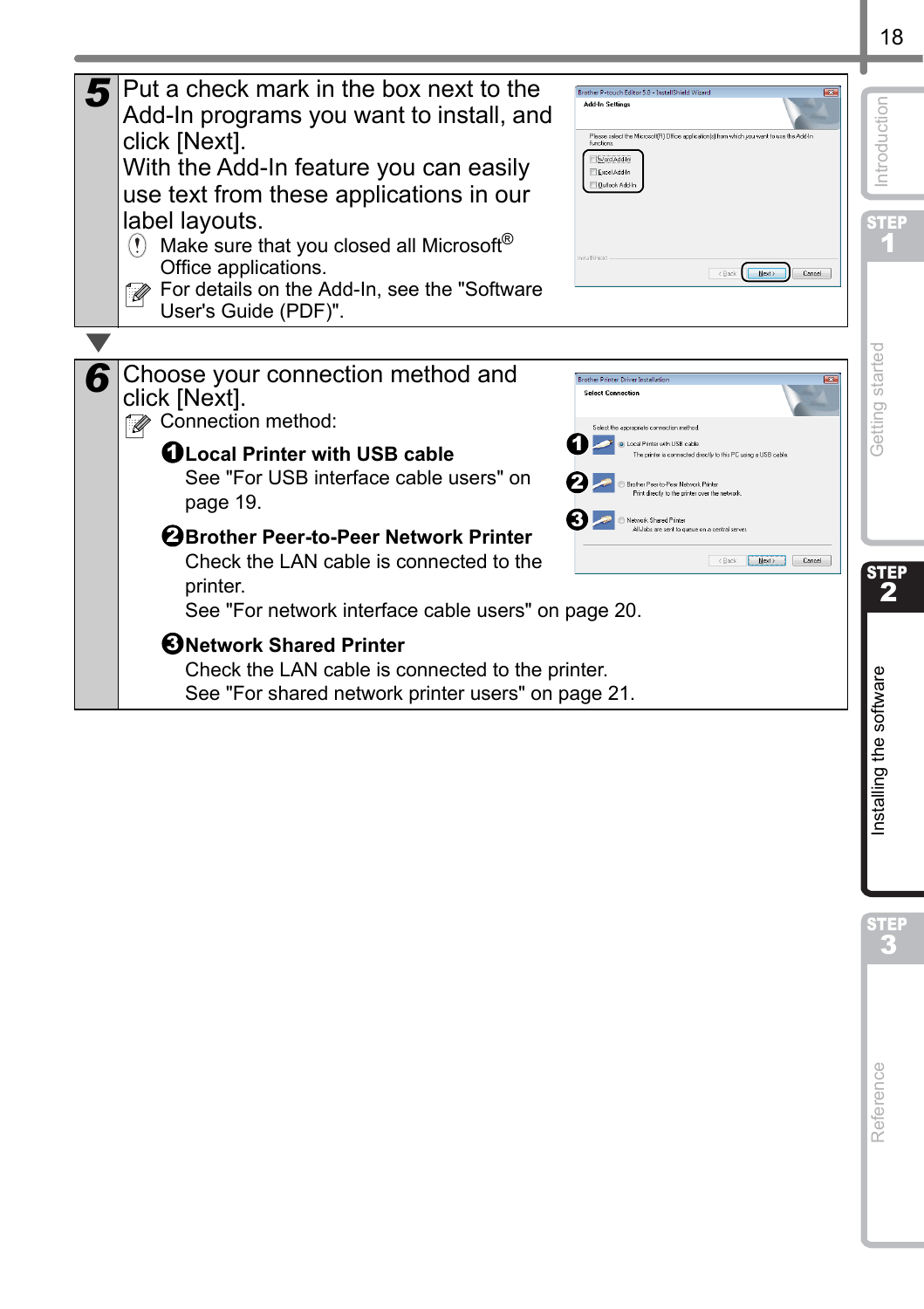**5** Put a check mark in the box next to the Add-In programs you want to install, and click [Next].
With the Add-In feature you can easily use text from these applications in our label layouts.

Make sure that you closed all Microsoft® Office applications.

For details on the Add-In, see the "Software User's Guide (PDF)".

**6** Choose your connection method and click [Next].

Connection method:

❶ **Local Printer with USB cable**
See "For USB interface cable users" on page 19.

❷ **Brother Peer-to-Peer Network Printer**
Check the LAN cable is connected to the printer.
See "For network interface cable users" on page 20.

❸ **Network Shared Printer**
Check the LAN cable is connected to the printer.
See "For shared network printer users" on page 21.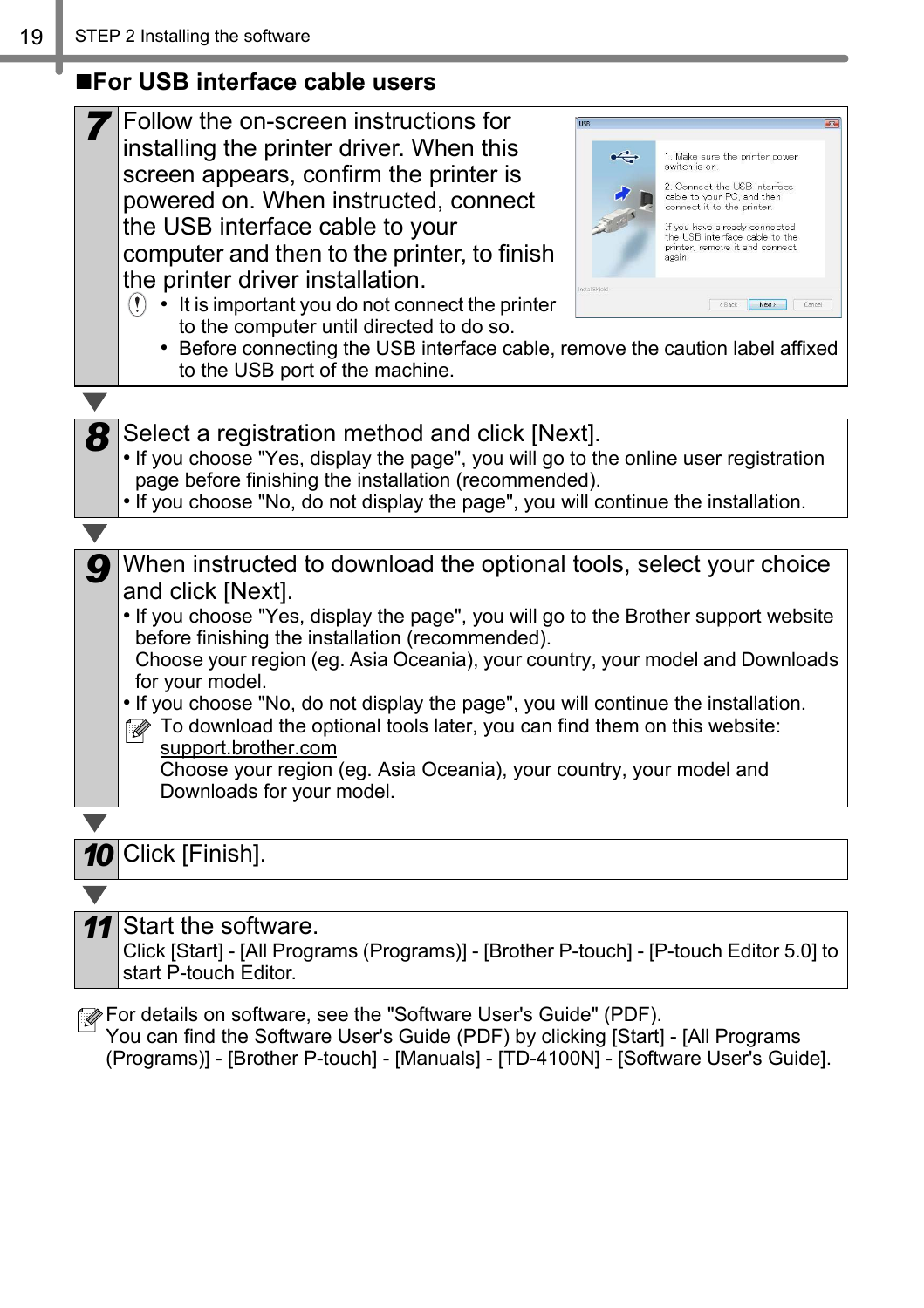## ■For USB interface cable users

**7** Follow the on-screen instructions for installing the printer driver. When this screen appears, confirm the printer is powered on. When instructed, connect the USB interface cable to your computer and then to the printer, to finish the printer driver installation.

- It is important you do not connect the printer to the computer until directed to do so.
- Before connecting the USB interface cable, remove the caution label affixed to the USB port of the machine.

**8** Select a registration method and click [Next].

- If you choose "Yes, display the page", you will go to the online user registration page before finishing the installation (recommended).
- If you choose "No, do not display the page", you will continue the installation.

**9** When instructed to download the optional tools, select your choice and click [Next].

- If you choose "Yes, display the page", you will go to the Brother support website before finishing the installation (recommended). Choose your region (eg. Asia Oceania), your country, your model and Downloads for your model.
- If you choose "No, do not display the page", you will continue the installation.

To download the optional tools later, you can find them on this website: support.brother.com
Choose your region (eg. Asia Oceania), your country, your model and Downloads for your model.

**10** Click [Finish].

**11** Start the software.
Click [Start] - [All Programs (Programs)] - [Brother P-touch] - [P-touch Editor 5.0] to start P-touch Editor.

For details on software, see the "Software User's Guide" (PDF).
You can find the Software User's Guide (PDF) by clicking [Start] - [All Programs (Programs)] - [Brother P-touch] - [Manuals] - [TD-4100N] - [Software User's Guide].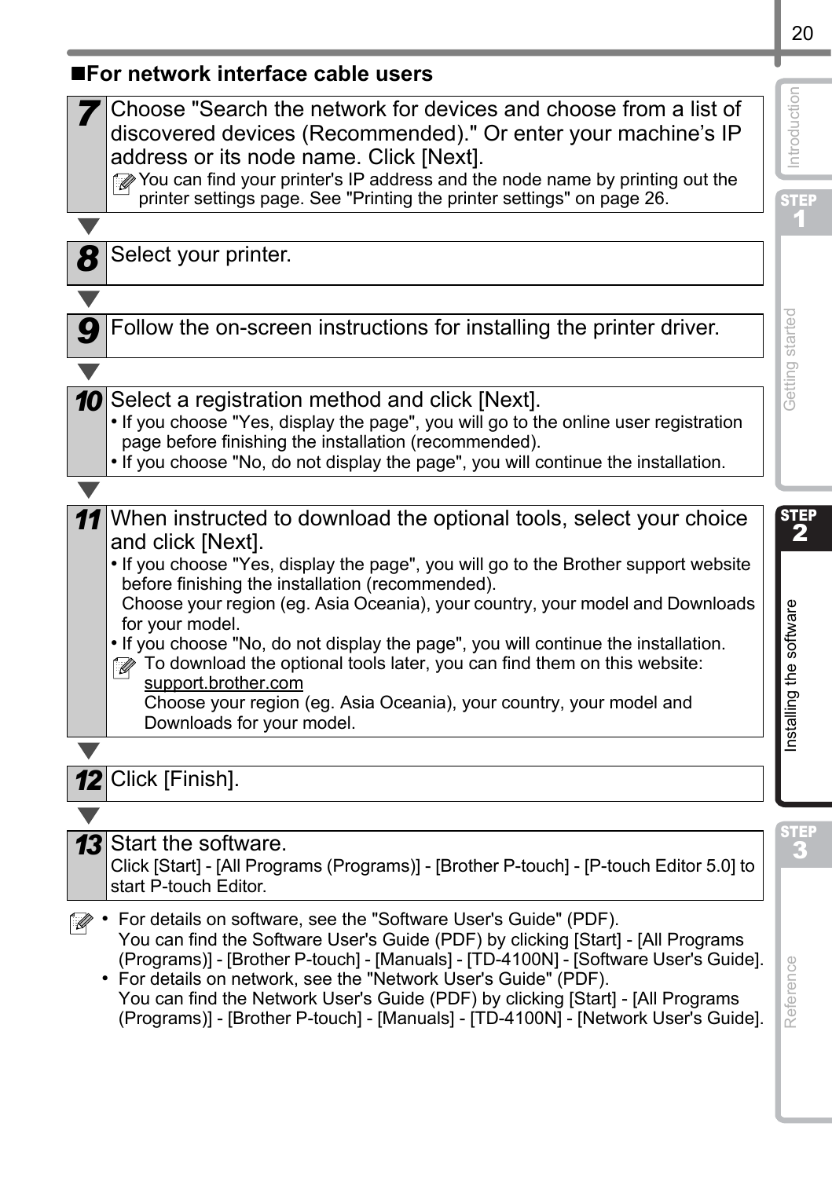## ■For network interface cable users

**7** Choose "Search the network for devices and choose from a list of discovered devices (Recommended)." Or enter your machine's IP address or its node name. Click [Next].

> You can find your printer's IP address and the node name by printing out the printer settings page. See "Printing the printer settings" on page 26.

**8** Select your printer.

**9** Follow the on-screen instructions for installing the printer driver.

**10** Select a registration method and click [Next].

- If you choose "Yes, display the page", you will go to the online user registration page before finishing the installation (recommended).
- If you choose "No, do not display the page", you will continue the installation.

**11** When instructed to download the optional tools, select your choice and click [Next].

- If you choose "Yes, display the page", you will go to the Brother support website before finishing the installation (recommended).
  Choose your region (eg. Asia Oceania), your country, your model and Downloads for your model.
- If you choose "No, do not display the page", you will continue the installation.

> To download the optional tools later, you can find them on this website: support.brother.com
> Choose your region (eg. Asia Oceania), your country, your model and Downloads for your model.

**12** Click [Finish].

**13** Start the software.

Click [Start] - [All Programs (Programs)] - [Brother P-touch] - [P-touch Editor 5.0] to start P-touch Editor.

> - For details on software, see the "Software User's Guide" (PDF).
>   You can find the Software User's Guide (PDF) by clicking [Start] - [All Programs (Programs)] - [Brother P-touch] - [Manuals] - [TD-4100N] - [Software User's Guide].
> - For details on network, see the "Network User's Guide" (PDF).
>   You can find the Network User's Guide (PDF) by clicking [Start] - [All Programs (Programs)] - [Brother P-touch] - [Manuals] - [TD-4100N] - [Network User's Guide].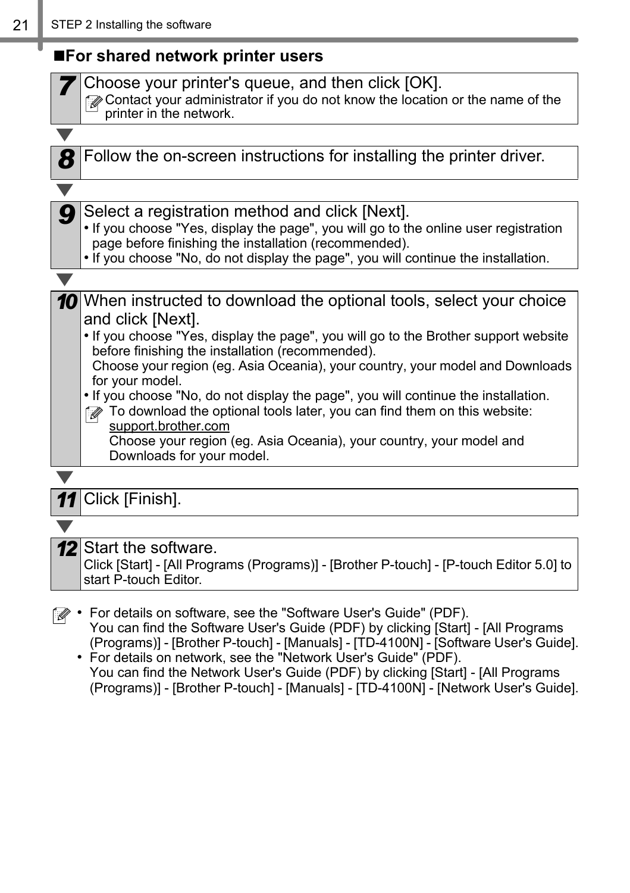## ■For shared network printer users

**7** Choose your printer's queue, and then click [OK].

Contact your administrator if you do not know the location or the name of the printer in the network.

**8** Follow the on-screen instructions for installing the printer driver.

**9** Select a registration method and click [Next].

- If you choose "Yes, display the page", you will go to the online user registration page before finishing the installation (recommended).
- If you choose "No, do not display the page", you will continue the installation.

**10** When instructed to download the optional tools, select your choice and click [Next].

- If you choose "Yes, display the page", you will go to the Brother support website before finishing the installation (recommended).
  Choose your region (eg. Asia Oceania), your country, your model and Downloads for your model.
- If you choose "No, do not display the page", you will continue the installation.

To download the optional tools later, you can find them on this website: support.brother.com
Choose your region (eg. Asia Oceania), your country, your model and Downloads for your model.

**11** Click [Finish].

**12** Start the software.

Click [Start] - [All Programs (Programs)] - [Brother P-touch] - [P-touch Editor 5.0] to start P-touch Editor.

- For details on software, see the "Software User's Guide" (PDF).
  You can find the Software User's Guide (PDF) by clicking [Start] - [All Programs (Programs)] - [Brother P-touch] - [Manuals] - [TD-4100N] - [Software User's Guide].
- For details on network, see the "Network User's Guide" (PDF).
  You can find the Network User's Guide (PDF) by clicking [Start] - [All Programs (Programs)] - [Brother P-touch] - [Manuals] - [TD-4100N] - [Network User's Guide].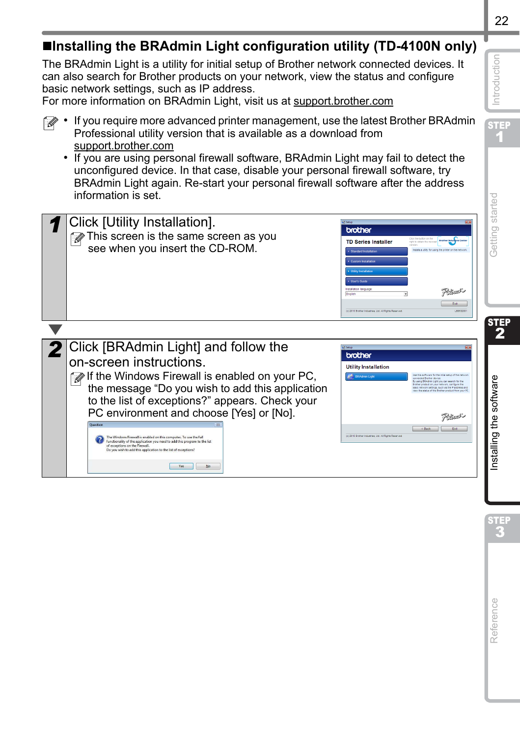## ■Installing the BRAdmin Light configuration utility (TD-4100N only)

The BRAdmin Light is a utility for initial setup of Brother network connected devices. It can also search for Brother products on your network, view the status and configure basic network settings, such as IP address.
For more information on BRAdmin Light, visit us at support.brother.com

- If you require more advanced printer management, use the latest Brother BRAdmin Professional utility version that is available as a download from support.brother.com
- If you are using personal firewall software, BRAdmin Light may fail to detect the unconfigured device. In that case, disable your personal firewall software, try BRAdmin Light again. Re-start your personal firewall software after the address information is set.

**1** Click [Utility Installation].

This screen is the same screen as you see when you insert the CD-ROM.

**2** Click [BRAdmin Light] and follow the on-screen instructions.

If the Windows Firewall is enabled on your PC, the message "Do you wish to add this application to the list of exceptions?" appears. Check your PC environment and choose [Yes] or [No].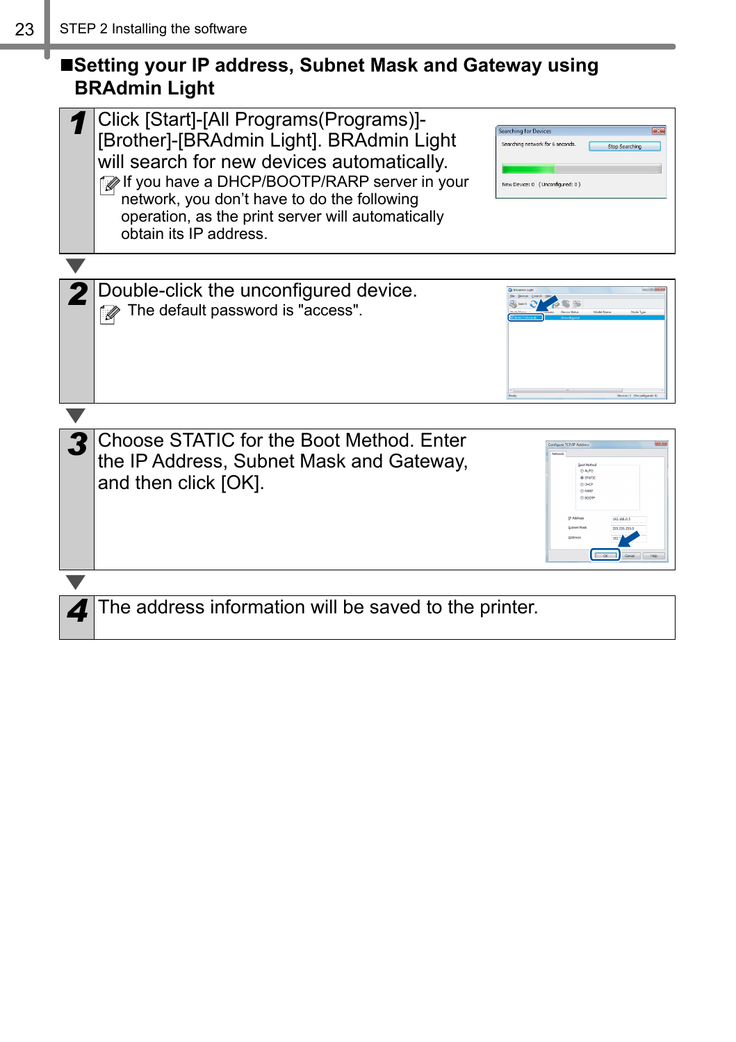## ■Setting your IP address, Subnet Mask and Gateway using BRAdmin Light

**1** Click [Start]-[All Programs(Programs)]-[Brother]-[BRAdmin Light]. BRAdmin Light will search for new devices automatically.

If you have a DHCP/BOOTP/RARP server in your network, you don't have to do the following operation, as the print server will automatically obtain its IP address.

**2** Double-click the unconfigured device.

The default password is "access".

**3** Choose STATIC for the Boot Method. Enter the IP Address, Subnet Mask and Gateway, and then click [OK].

**4** The address information will be saved to the printer.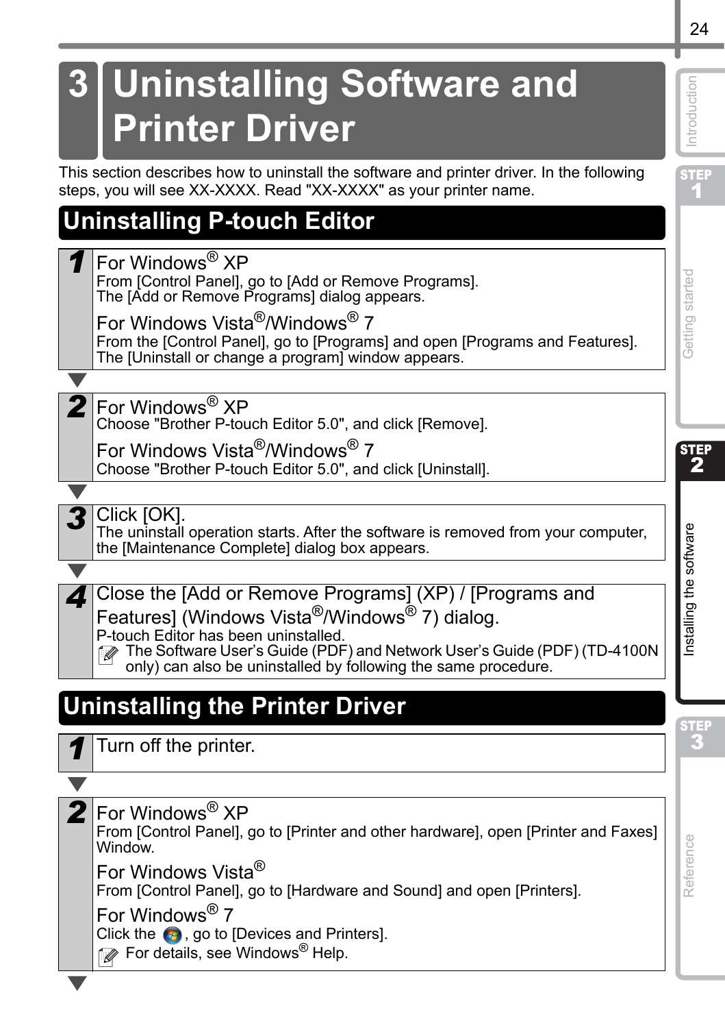# 3 Uninstalling Software and Printer Driver

This section describes how to uninstall the software and printer driver. In the following steps, you will see XX-XXXX. Read "XX-XXXX" as your printer name.

## Uninstalling P-touch Editor

**1**

For Windows® XP
From [Control Panel], go to [Add or Remove Programs].
The [Add or Remove Programs] dialog appears.

For Windows Vista®/Windows® 7
From the [Control Panel], go to [Programs] and open [Programs and Features].
The [Uninstall or change a program] window appears.

**2**

For Windows® XP
Choose "Brother P-touch Editor 5.0", and click [Remove].

For Windows Vista®/Windows® 7
Choose "Brother P-touch Editor 5.0", and click [Uninstall].

**3**

Click [OK].
The uninstall operation starts. After the software is removed from your computer, the [Maintenance Complete] dialog box appears.

**4**

Close the [Add or Remove Programs] (XP) / [Programs and Features] (Windows Vista®/Windows® 7) dialog.
P-touch Editor has been uninstalled.

The Software User's Guide (PDF) and Network User's Guide (PDF) (TD-4100N only) can also be uninstalled by following the same procedure.

## Uninstalling the Printer Driver

**1**

Turn off the printer.

**2**

For Windows® XP
From [Control Panel], go to [Printer and other hardware], open [Printer and Faxes] Window.

For Windows Vista®
From [Control Panel], go to [Hardware and Sound] and open [Printers].

For Windows® 7
Click the (Start button), go to [Devices and Printers].

For details, see Windows® Help.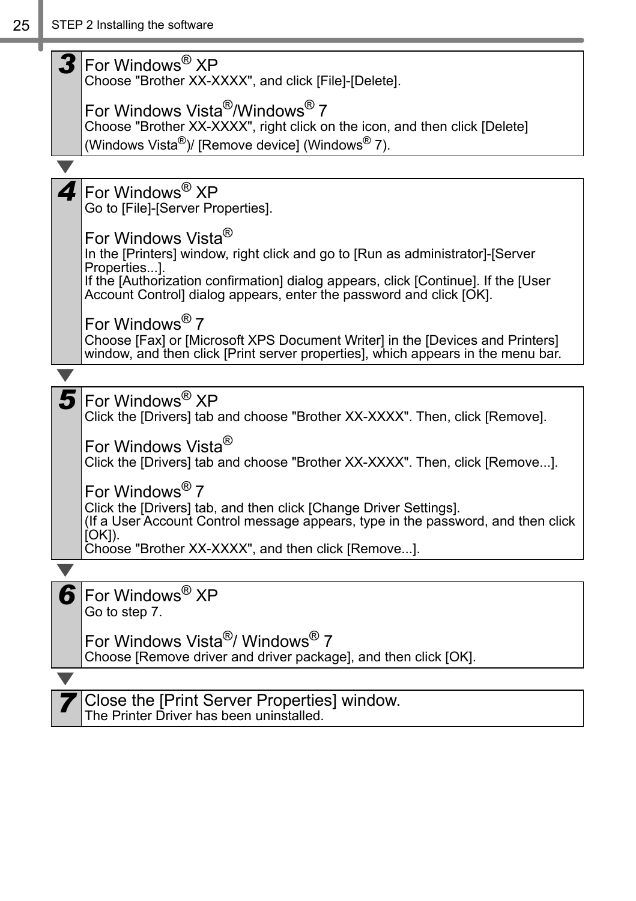**3**

**For Windows® XP**
Choose "Brother XX-XXXX", and click [File]-[Delete].

**For Windows Vista®/Windows® 7**
Choose "Brother XX-XXXX", right click on the icon, and then click [Delete] (Windows Vista®)/ [Remove device] (Windows® 7).

**4**

**For Windows® XP**
Go to [File]-[Server Properties].

**For Windows Vista®**
In the [Printers] window, right click and go to [Run as administrator]-[Server Properties...].
If the [Authorization confirmation] dialog appears, click [Continue]. If the [User Account Control] dialog appears, enter the password and click [OK].

**For Windows® 7**
Choose [Fax] or [Microsoft XPS Document Writer] in the [Devices and Printers] window, and then click [Print server properties], which appears in the menu bar.

**5**

**For Windows® XP**
Click the [Drivers] tab and choose "Brother XX-XXXX". Then, click [Remove].

**For Windows Vista®**
Click the [Drivers] tab and choose "Brother XX-XXXX". Then, click [Remove...].

**For Windows® 7**
Click the [Drivers] tab, and then click [Change Driver Settings].
(If a User Account Control message appears, type in the password, and then click [OK]).
Choose "Brother XX-XXXX", and then click [Remove...].

**6**

**For Windows® XP**
Go to step 7.

**For Windows Vista®/ Windows® 7**
Choose [Remove driver and driver package], and then click [OK].

**7**

**Close the [Print Server Properties] window.**
The Printer Driver has been uninstalled.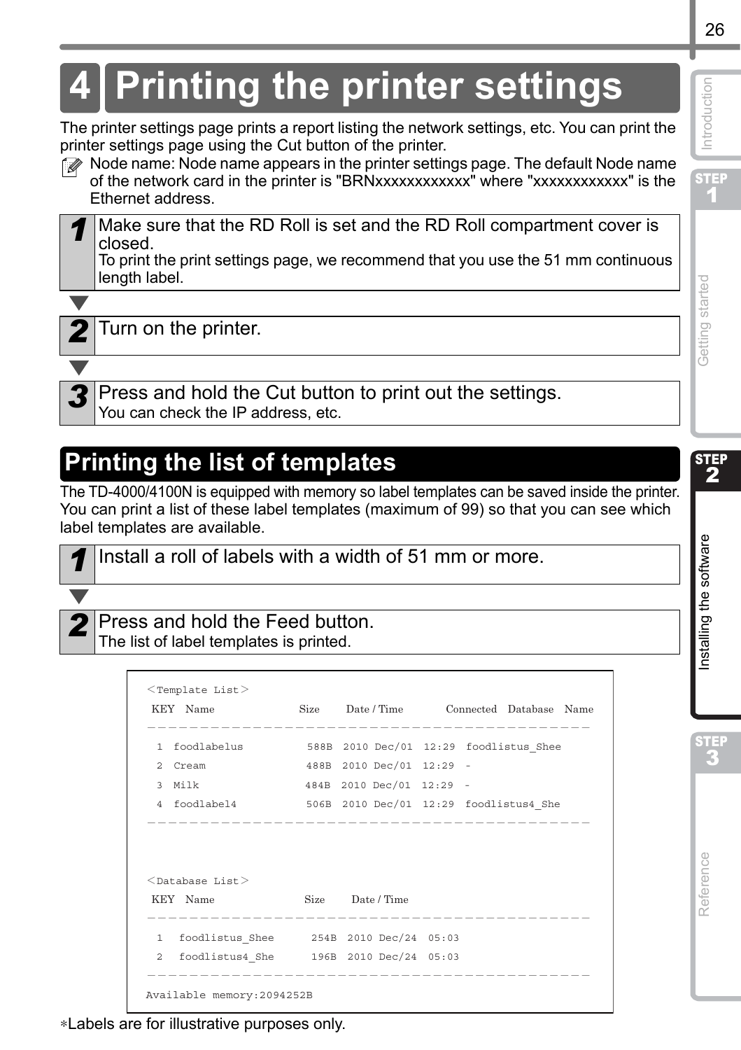# 4 Printing the printer settings

The printer settings page prints a report listing the network settings, etc. You can print the printer settings page using the Cut button of the printer.

Node name: Node name appears in the printer settings page. The default Node name of the network card in the printer is "BRNxxxxxxxxxxxx" where "xxxxxxxxxxxx" is the Ethernet address.

**1** Make sure that the RD Roll is set and the RD Roll compartment cover is closed.
To print the print settings page, we recommend that you use the 51 mm continuous length label.

**2** Turn on the printer.

**3** Press and hold the Cut button to print out the settings.
You can check the IP address, etc.

## Printing the list of templates

The TD-4000/4100N is equipped with memory so label templates can be saved inside the printer. You can print a list of these label templates (maximum of 99) so that you can see which label templates are available.

**1** Install a roll of labels with a width of 51 mm or more.

**2** Press and hold the Feed button.
The list of label templates is printed.

```
<Template List>
 KEY  Name              Size    Date / Time        Connected  Database  Name
-------------------------------------------------------------------
  1  foodlabelus          588B  2010 Dec/01  12:29  foodlistus_Shee
  2  Cream                488B  2010 Dec/01  12:29  -
  3  Milk                 484B  2010 Dec/01  12:29  -
  4  foodlabel4           506B  2010 Dec/01  12:29  foodlistus4_She
-------------------------------------------------------------------

<Database List>
 KEY  Name                Size    Date / Time
-------------------------------------------------------------------
  1  foodlistus_Shee      254B  2010 Dec/24  05:03
  2  foodlistus4_She      196B  2010 Dec/24  05:03
-------------------------------------------------------------------
Available memory:2094252B
```

∗Labels are for illustrative purposes only.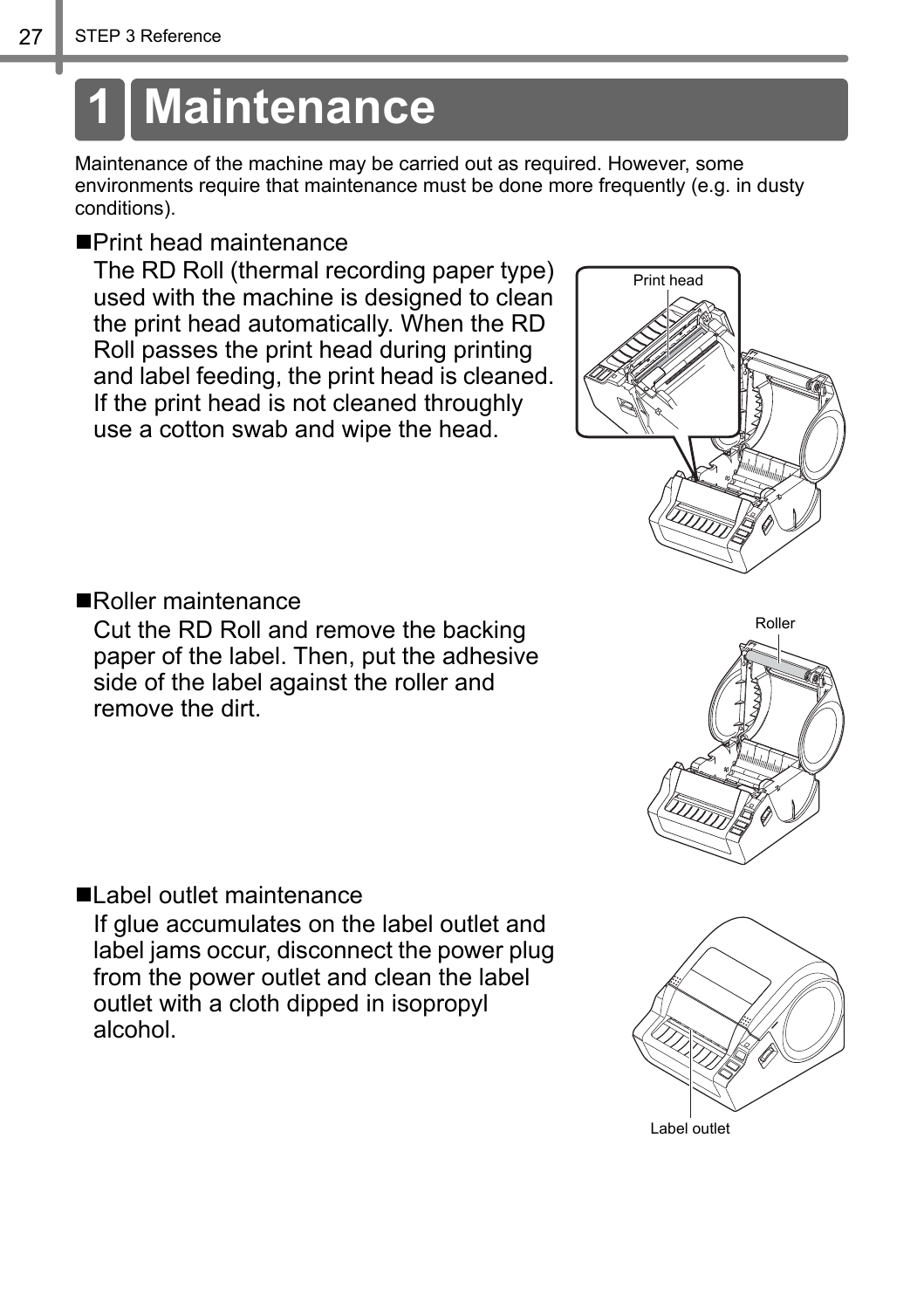# 1 Maintenance

Maintenance of the machine may be carried out as required. However, some environments require that maintenance must be done more frequently (e.g. in dusty conditions).

■ Print head maintenance

The RD Roll (thermal recording paper type) used with the machine is designed to clean the print head automatically. When the RD Roll passes the print head during printing and label feeding, the print head is cleaned. If the print head is not cleaned throughly use a cotton swab and wipe the head.

Print head

■ Roller maintenance

Cut the RD Roll and remove the backing paper of the label. Then, put the adhesive side of the label against the roller and remove the dirt.

Roller

■ Label outlet maintenance

If glue accumulates on the label outlet and label jams occur, disconnect the power plug from the power outlet and clean the label outlet with a cloth dipped in isopropyl alcohol.

Label outlet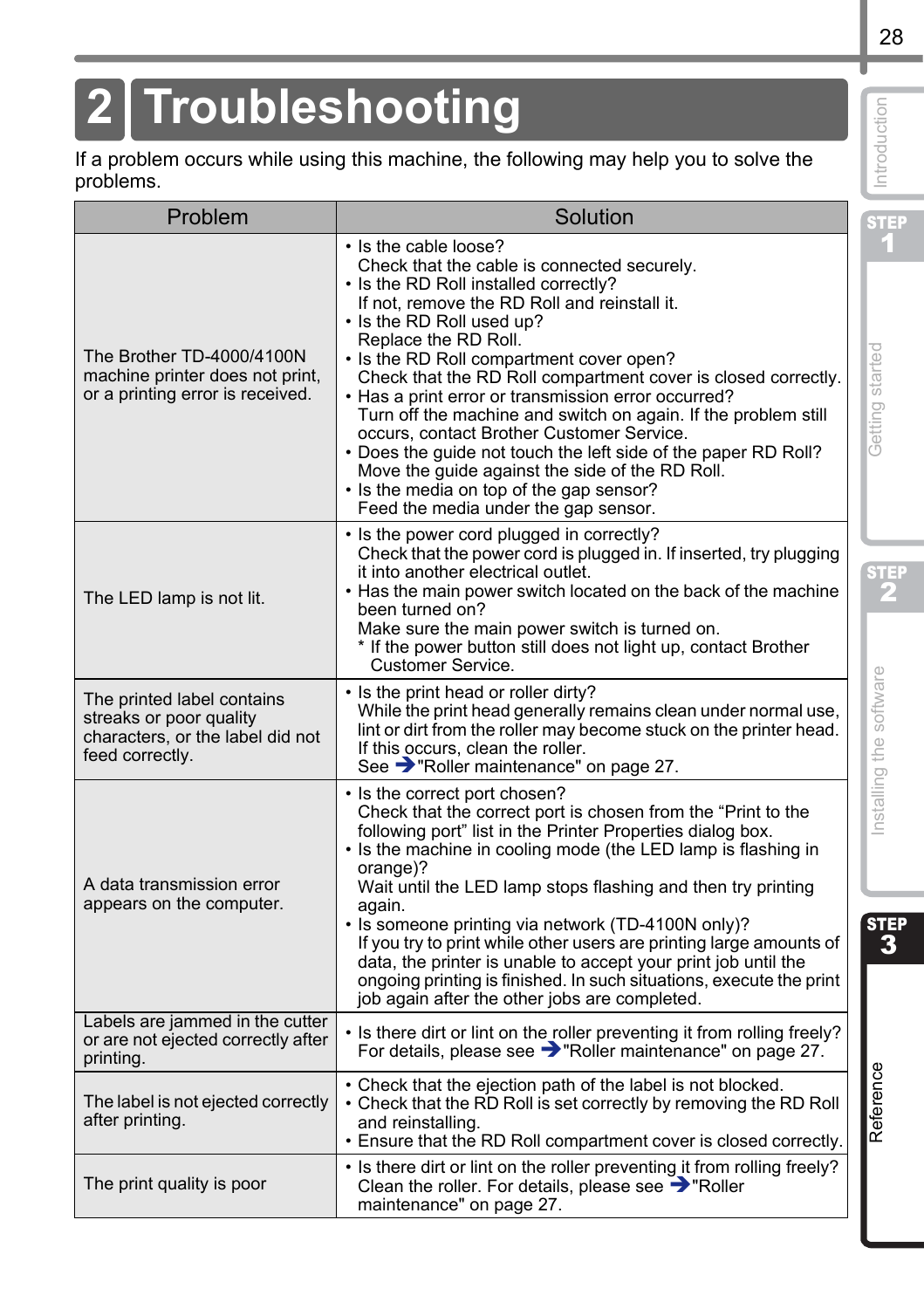# 2 Troubleshooting

If a problem occurs while using this machine, the following may help you to solve the problems.

| Problem | Solution |
|---|---|
| The Brother TD-4000/4100N machine printer does not print, or a printing error is received. | • Is the cable loose?<br>Check that the cable is connected securely.<br>• Is the RD Roll installed correctly?<br>If not, remove the RD Roll and reinstall it.<br>• Is the RD Roll used up?<br>Replace the RD Roll.<br>• Is the RD Roll compartment cover open?<br>Check that the RD Roll compartment cover is closed correctly.<br>• Has a print error or transmission error occurred?<br>Turn off the machine and switch on again. If the problem still occurs, contact Brother Customer Service.<br>• Does the guide not touch the left side of the paper RD Roll?<br>Move the guide against the side of the RD Roll.<br>• Is the media on top of the gap sensor?<br>Feed the media under the gap sensor. |
| The LED lamp is not lit. | • Is the power cord plugged in correctly?<br>Check that the power cord is plugged in. If inserted, try plugging it into another electrical outlet.<br>• Has the main power switch located on the back of the machine been turned on?<br>Make sure the main power switch is turned on.<br>* If the power button still does not light up, contact Brother Customer Service. |
| The printed label contains streaks or poor quality characters, or the label did not feed correctly. | • Is the print head or roller dirty?<br>While the print head generally remains clean under normal use, lint or dirt from the roller may become stuck on the printer head. If this occurs, clean the roller.<br>See ➔"Roller maintenance" on page 27. |
| A data transmission error appears on the computer. | • Is the correct port chosen?<br>Check that the correct port is chosen from the “Print to the following port” list in the Printer Properties dialog box.<br>• Is the machine in cooling mode (the LED lamp is flashing in orange)?<br>Wait until the LED lamp stops flashing and then try printing again.<br>• Is someone printing via network (TD-4100N only)?<br>If you try to print while other users are printing large amounts of data, the printer is unable to accept your print job until the ongoing printing is finished. In such situations, execute the print job again after the other jobs are completed. |
| Labels are jammed in the cutter or are not ejected correctly after printing. | • Is there dirt or lint on the roller preventing it from rolling freely?<br>For details, please see ➔"Roller maintenance" on page 27. |
| The label is not ejected correctly after printing. | • Check that the ejection path of the label is not blocked.<br>• Check that the RD Roll is set correctly by removing the RD Roll and reinstalling.<br>• Ensure that the RD Roll compartment cover is closed correctly. |
| The print quality is poor | • Is there dirt or lint on the roller preventing it from rolling freely?<br>Clean the roller. For details, please see ➔"Roller maintenance" on page 27. |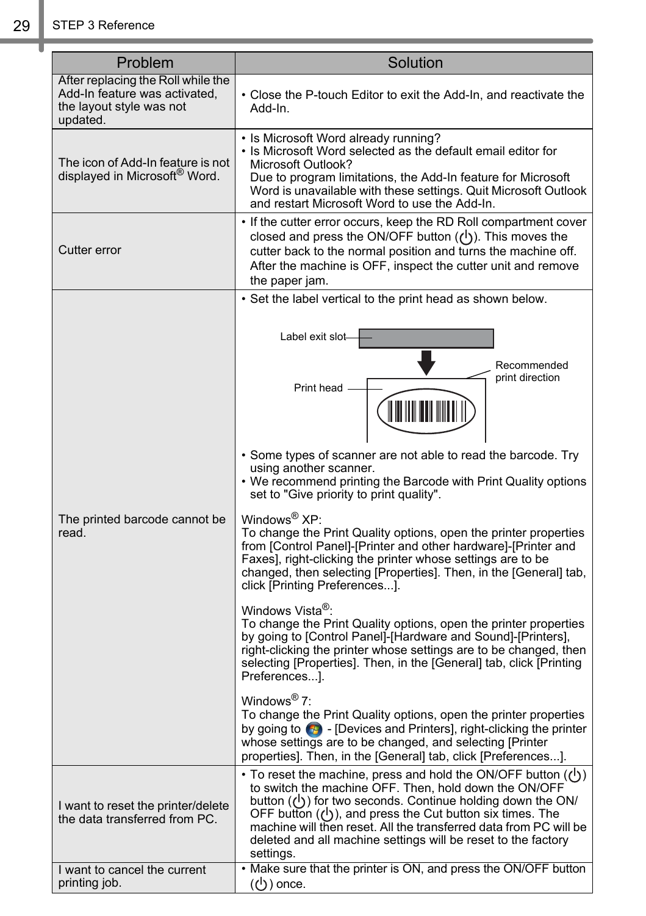| Problem | Solution |
| --- | --- |
| After replacing the Roll while the Add-In feature was activated, the layout style was not updated. | • Close the P-touch Editor to exit the Add-In, and reactivate the Add-In. |
| The icon of Add-In feature is not displayed in Microsoft® Word. | • Is Microsoft Word already running?<br>• Is Microsoft Word selected as the default email editor for Microsoft Outlook?<br>Due to program limitations, the Add-In feature for Microsoft Word is unavailable with these settings. Quit Microsoft Outlook and restart Microsoft Word to use the Add-In. |
| Cutter error | • If the cutter error occurs, keep the RD Roll compartment cover closed and press the ON/OFF button (⏻). This moves the cutter back to the normal position and turns the machine off. After the machine is OFF, inspect the cutter unit and remove the paper jam. |
| The printed barcode cannot be read. | • Set the label vertical to the print head as shown below.<br>Label exit slot<br>Print head<br>Recommended print direction<br>• Some types of scanner are not able to read the barcode. Try using another scanner.<br>• We recommend printing the Barcode with Print Quality options set to "Give priority to print quality".<br><br>Windows® XP:<br>To change the Print Quality options, open the printer properties from [Control Panel]-[Printer and other hardware]-[Printer and Faxes], right-clicking the printer whose settings are to be changed, then selecting [Properties]. Then, in the [General] tab, click [Printing Preferences...].<br><br>Windows Vista®:<br>To change the Print Quality options, open the printer properties by going to [Control Panel]-[Hardware and Sound]-[Printers], right-clicking the printer whose settings are to be changed, then selecting [Properties]. Then, in the [General] tab, click [Printing Preferences...].<br><br>Windows® 7:<br>To change the Print Quality options, open the printer properties by going to (Start) - [Devices and Printers], right-clicking the printer whose settings are to be changed, and selecting [Printer properties]. Then, in the [General] tab, click [Preferences...]. |
| I want to reset the printer/delete the data transferred from PC. | • To reset the machine, press and hold the ON/OFF button (⏻) to switch the machine OFF. Then, hold down the ON/OFF button (⏻) for two seconds. Continue holding down the ON/OFF button (⏻), and press the Cut button six times. The machine will then reset. All the transferred data from PC will be deleted and all machine settings will be reset to the factory settings. |
| I want to cancel the current printing job. | • Make sure that the printer is ON, and press the ON/OFF button (⏻) once. |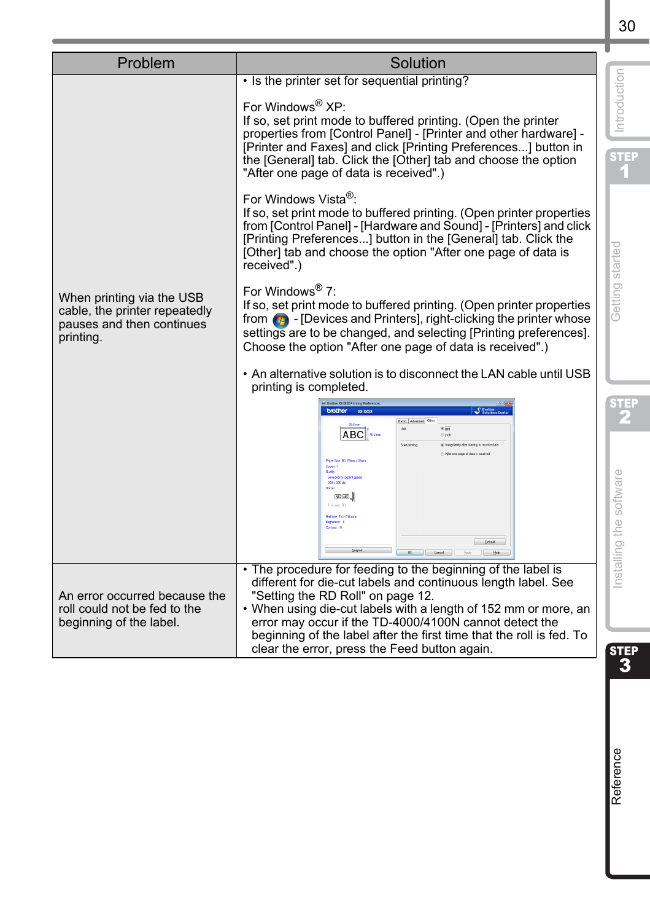| Problem | Solution |
|---|---|
| When printing via the USB cable, the printer repeatedly pauses and then continues printing. | • Is the printer set for sequential printing?<br><br>For Windows® XP:<br>If so, set print mode to buffered printing. (Open the printer properties from [Control Panel] - [Printer and other hardware] - [Printer and Faxes] and click [Printing Preferences...] button in the [General] tab. Click the [Other] tab and choose the option "After one page of data is received".)<br><br>For Windows Vista®:<br>If so, set print mode to buffered printing. (Open printer properties from [Control Panel] - [Hardware and Sound] - [Printers] and click [Printing Preferences...] button in the [General] tab. Click the [Other] tab and choose the option "After one page of data is received".)<br><br>For Windows® 7:<br>If so, set print mode to buffered printing. (Open printer properties from  - [Devices and Printers], right-clicking the printer whose settings are to be changed, and selecting [Printing preferences]. Choose the option "After one page of data is received".)<br><br>• An alternative solution is to disconnect the LAN cable until USB printing is completed. |
| An error occurred because the roll could not be fed to the beginning of the label. | • The procedure for feeding to the beginning of the label is different for die-cut labels and continuous length label. See "Setting the RD Roll" on page 12.<br>• When using die-cut labels with a length of 152 mm or more, an error may occur if the TD-4000/4100N cannot detect the beginning of the label after the first time that the roll is fed. To clear the error, press the Feed button again. |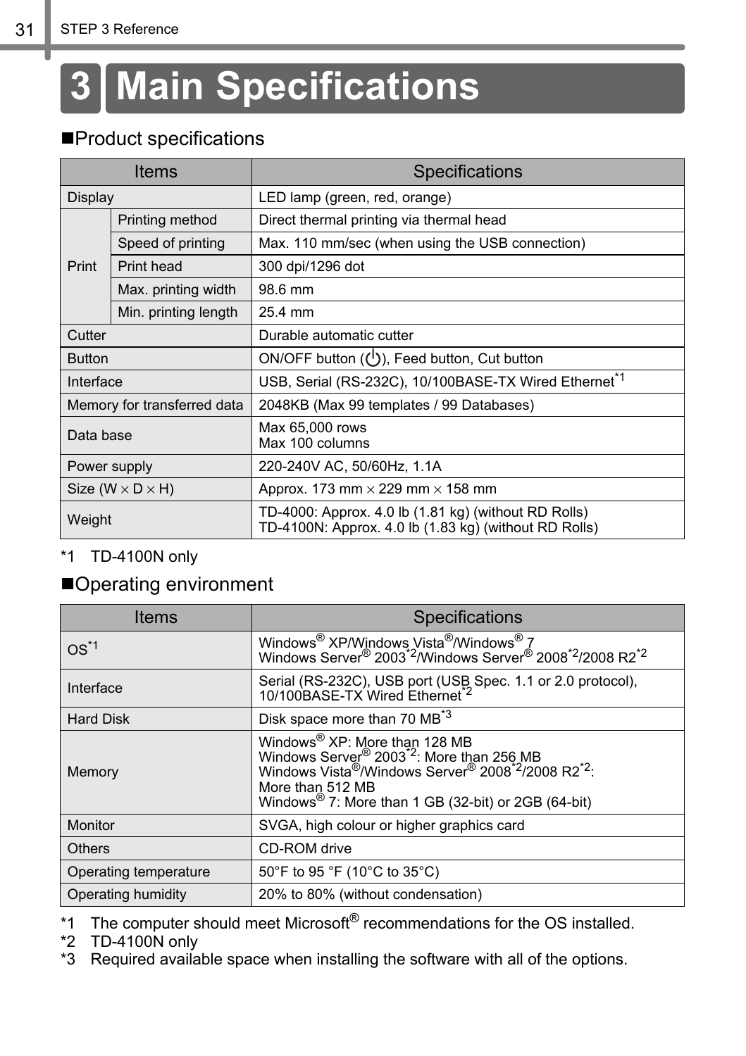# 3 Main Specifications

## ■Product specifications

| Items | | Specifications |
|---|---|---|
| Display | | LED lamp (green, red, orange) |
| Print | Printing method | Direct thermal printing via thermal head |
| | Speed of printing | Max. 110 mm/sec (when using the USB connection) |
| | Print head | 300 dpi/1296 dot |
| | Max. printing width | 98.6 mm |
| | Min. printing length | 25.4 mm |
| Cutter | | Durable automatic cutter |
| Button | | ON/OFF button (⏻), Feed button, Cut button |
| Interface | | USB, Serial (RS-232C), 10/100BASE-TX Wired Ethernet[*1] |
| Memory for transferred data | | 2048KB (Max 99 templates / 99 Databases) |
| Data base | | Max 65,000 rows<br>Max 100 columns |
| Power supply | | 220-240V AC, 50/60Hz, 1.1A |
| Size (W × D × H) | | Approx. 173 mm × 229 mm × 158 mm |
| Weight | | TD-4000: Approx. 4.0 lb (1.81 kg) (without RD Rolls)<br>TD-4100N: Approx. 4.0 lb (1.83 kg) (without RD Rolls) |

*1 TD-4100N only

## ■Operating environment

| Items | Specifications |
|---|---|
| OS[*1] | Windows® XP/Windows Vista®/Windows® 7<br>Windows Server® 2003[*2]/Windows Server® 2008[*2]/2008 R2[*2] |
| Interface | Serial (RS-232C), USB port (USB Spec. 1.1 or 2.0 protocol), 10/100BASE-TX Wired Ethernet[*2] |
| Hard Disk | Disk space more than 70 MB[*3] |
| Memory | Windows® XP: More than 128 MB<br>Windows Server® 2003[*2]: More than 256 MB<br>Windows Vista®/Windows Server® 2008[*2]/2008 R2[*2]:<br>More than 512 MB<br>Windows® 7: More than 1 GB (32-bit) or 2GB (64-bit) |
| Monitor | SVGA, high colour or higher graphics card |
| Others | CD-ROM drive |
| Operating temperature | 50°F to 95 °F (10°C to 35°C) |
| Operating humidity | 20% to 80% (without condensation) |

*1 The computer should meet Microsoft® recommendations for the OS installed.
*2 TD-4100N only
*3 Required available space when installing the software with all of the options.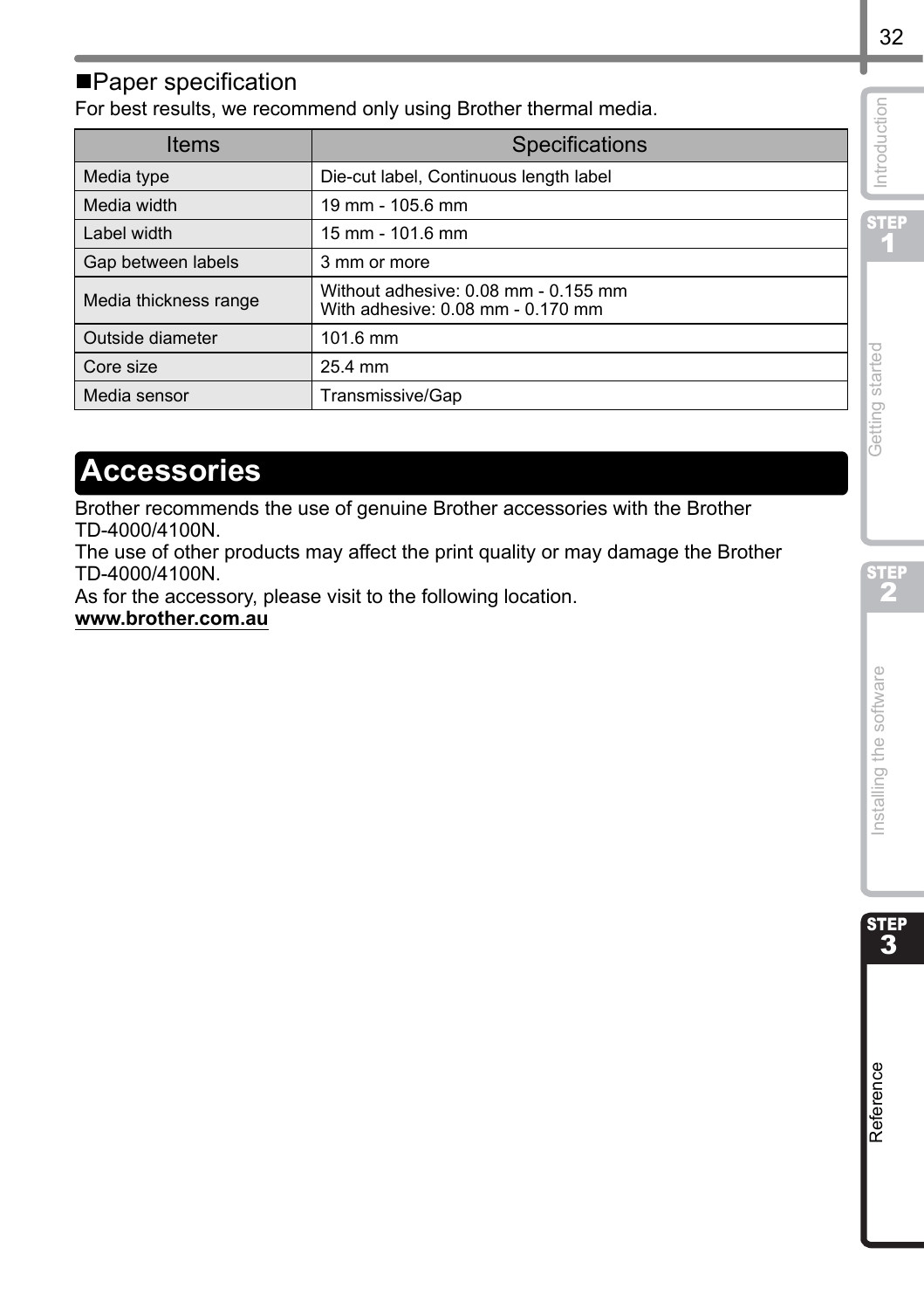## ■Paper specification

For best results, we recommend only using Brother thermal media.

| Items | Specifications |
|---|---|
| Media type | Die-cut label, Continuous length label |
| Media width | 19 mm - 105.6 mm |
| Label width | 15 mm - 101.6 mm |
| Gap between labels | 3 mm or more |
| Media thickness range | Without adhesive: 0.08 mm - 0.155 mm<br>With adhesive: 0.08 mm - 0.170 mm |
| Outside diameter | 101.6 mm |
| Core size | 25.4 mm |
| Media sensor | Transmissive/Gap |

# Accessories

Brother recommends the use of genuine Brother accessories with the Brother TD-4000/4100N.
The use of other products may affect the print quality or may damage the Brother TD-4000/4100N.
As for the accessory, please visit to the following location.
**www.brother.com.au**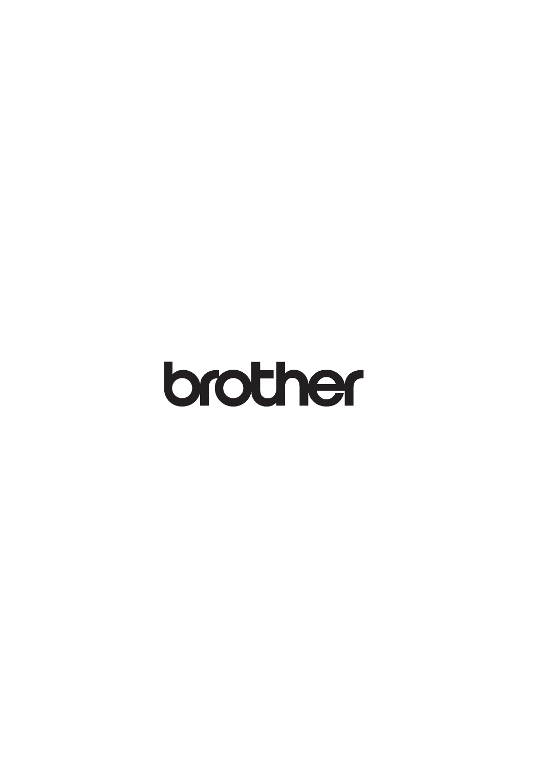brother